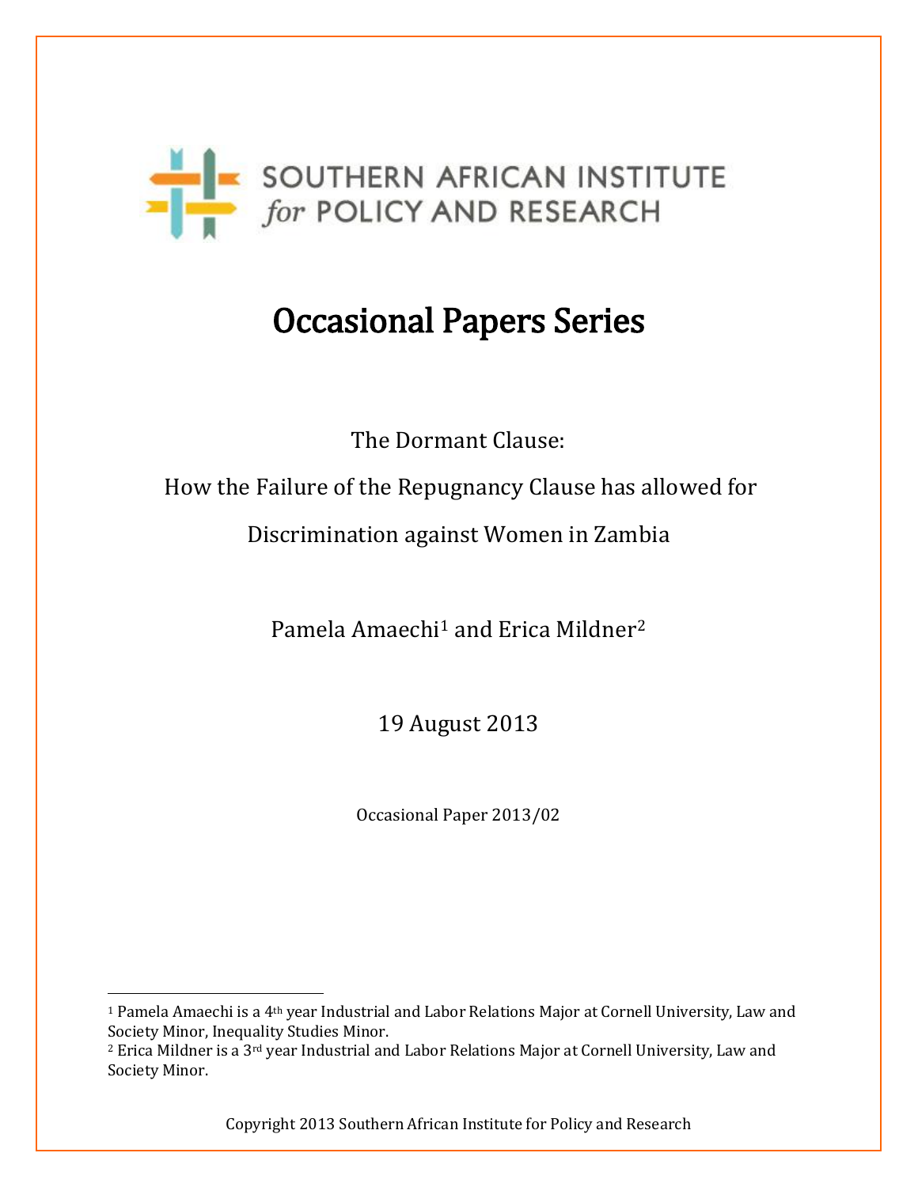SOUTHERN AFRICAN INSTITUTE *for* POLICY AND RESEARCH

# Occasional Papers Series

The Dormant Clause:

How the Failure of the Repugnancy Clause has allowed for

Discrimination against Women in Zambia

Pamela Amaechi[1] and Erica Mildner[2]

19 August 2013

Occasional Paper 2013/02

---

[1] Pamela Amaechi is a 4th year Industrial and Labor Relations Major at Cornell University, Law and Society Minor, Inequality Studies Minor.

[2] Erica Mildner is a 3rd year Industrial and Labor Relations Major at Cornell University, Law and Society Minor.

Copyright 2013 Southern African Institute for Policy and Research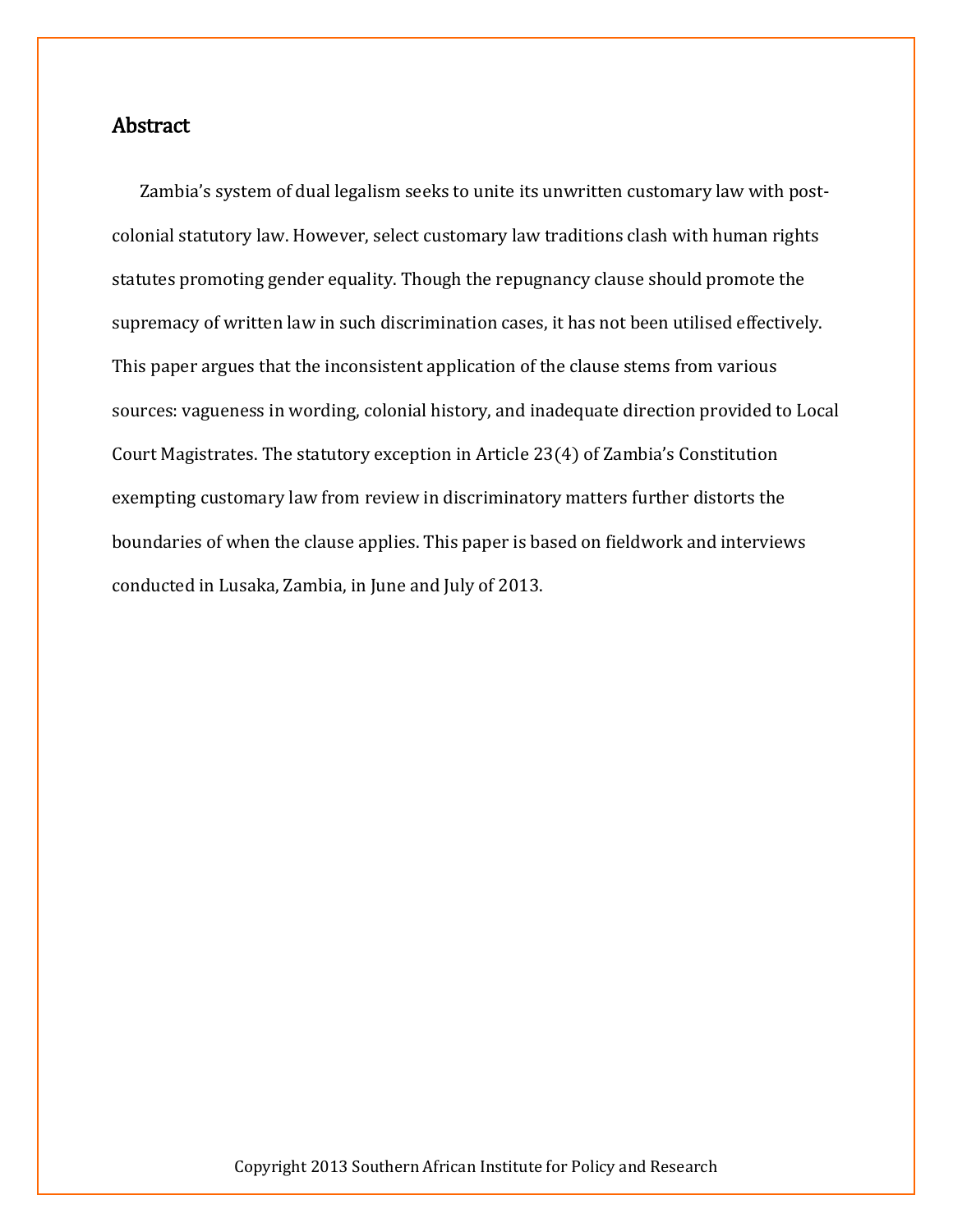## Abstract

Zambia's system of dual legalism seeks to unite its unwritten customary law with post-colonial statutory law. However, select customary law traditions clash with human rights statutes promoting gender equality. Though the repugnancy clause should promote the supremacy of written law in such discrimination cases, it has not been utilised effectively. This paper argues that the inconsistent application of the clause stems from various sources: vagueness in wording, colonial history, and inadequate direction provided to Local Court Magistrates. The statutory exception in Article 23(4) of Zambia's Constitution exempting customary law from review in discriminatory matters further distorts the boundaries of when the clause applies. This paper is based on fieldwork and interviews conducted in Lusaka, Zambia, in June and July of 2013.

Copyright 2013 Southern African Institute for Policy and Research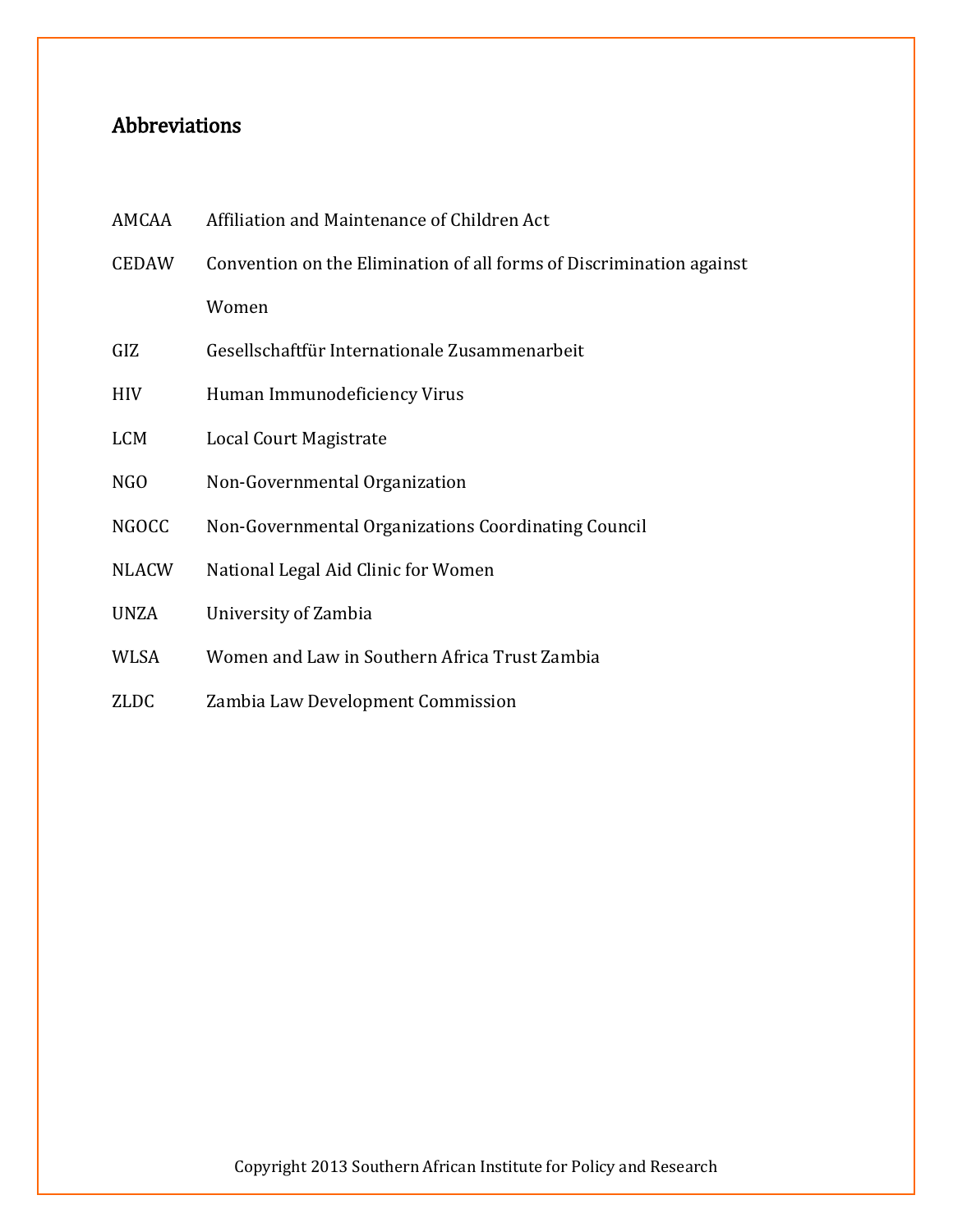## Abbreviations

| | |
|---|---|
| AMCAA | Affiliation and Maintenance of Children Act |
| CEDAW | Convention on the Elimination of all forms of Discrimination against Women |
| GIZ | Gesellschaftfür Internationale Zusammenarbeit |
| HIV | Human Immunodeficiency Virus |
| LCM | Local Court Magistrate |
| NGO | Non-Governmental Organization |
| NGOCC | Non-Governmental Organizations Coordinating Council |
| NLACW | National Legal Aid Clinic for Women |
| UNZA | University of Zambia |
| WLSA | Women and Law in Southern Africa Trust Zambia |
| ZLDC | Zambia Law Development Commission |

Copyright 2013 Southern African Institute for Policy and Research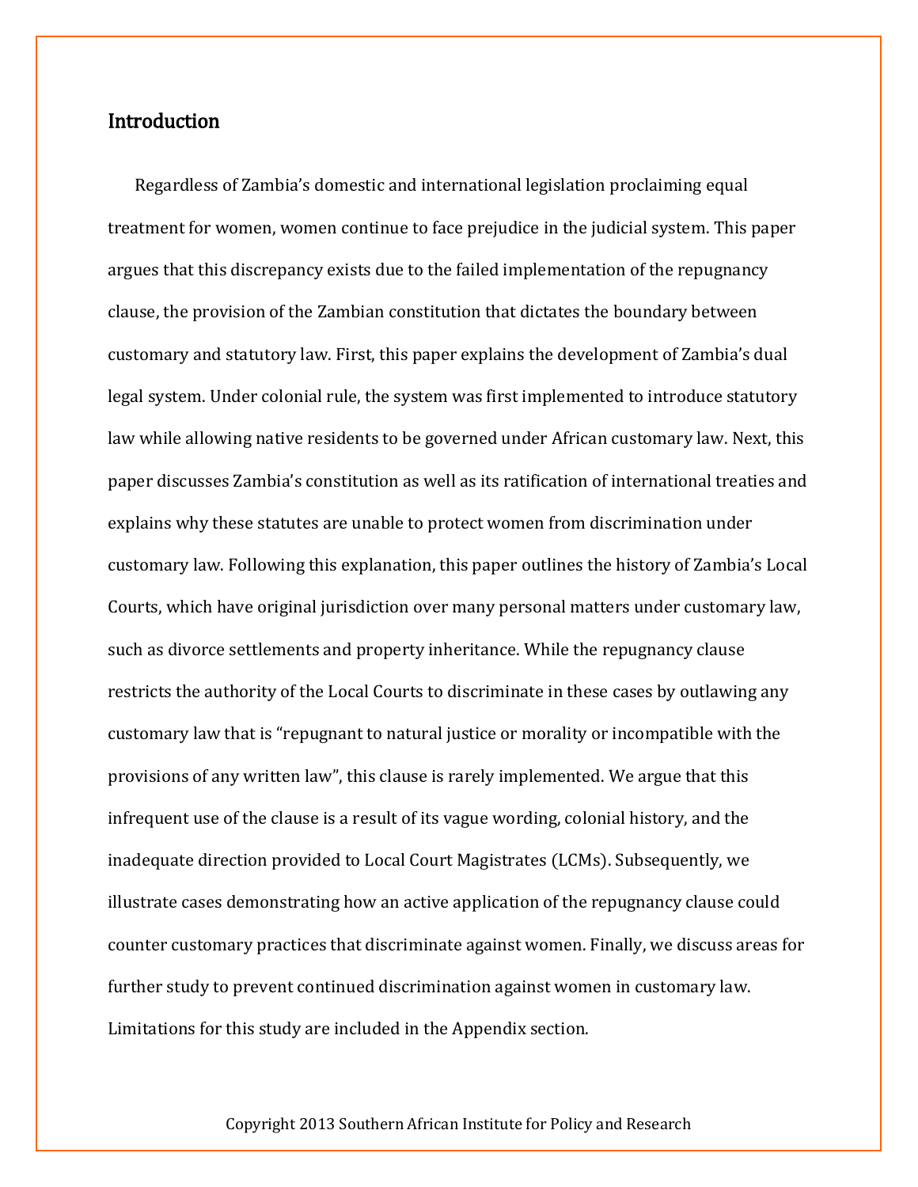## Introduction

Regardless of Zambia's domestic and international legislation proclaiming equal treatment for women, women continue to face prejudice in the judicial system. This paper argues that this discrepancy exists due to the failed implementation of the repugnancy clause, the provision of the Zambian constitution that dictates the boundary between customary and statutory law. First, this paper explains the development of Zambia's dual legal system. Under colonial rule, the system was first implemented to introduce statutory law while allowing native residents to be governed under African customary law. Next, this paper discusses Zambia's constitution as well as its ratification of international treaties and explains why these statutes are unable to protect women from discrimination under customary law. Following this explanation, this paper outlines the history of Zambia's Local Courts, which have original jurisdiction over many personal matters under customary law, such as divorce settlements and property inheritance. While the repugnancy clause restricts the authority of the Local Courts to discriminate in these cases by outlawing any customary law that is "repugnant to natural justice or morality or incompatible with the provisions of any written law", this clause is rarely implemented. We argue that this infrequent use of the clause is a result of its vague wording, colonial history, and the inadequate direction provided to Local Court Magistrates (LCMs). Subsequently, we illustrate cases demonstrating how an active application of the repugnancy clause could counter customary practices that discriminate against women. Finally, we discuss areas for further study to prevent continued discrimination against women in customary law. Limitations for this study are included in the Appendix section.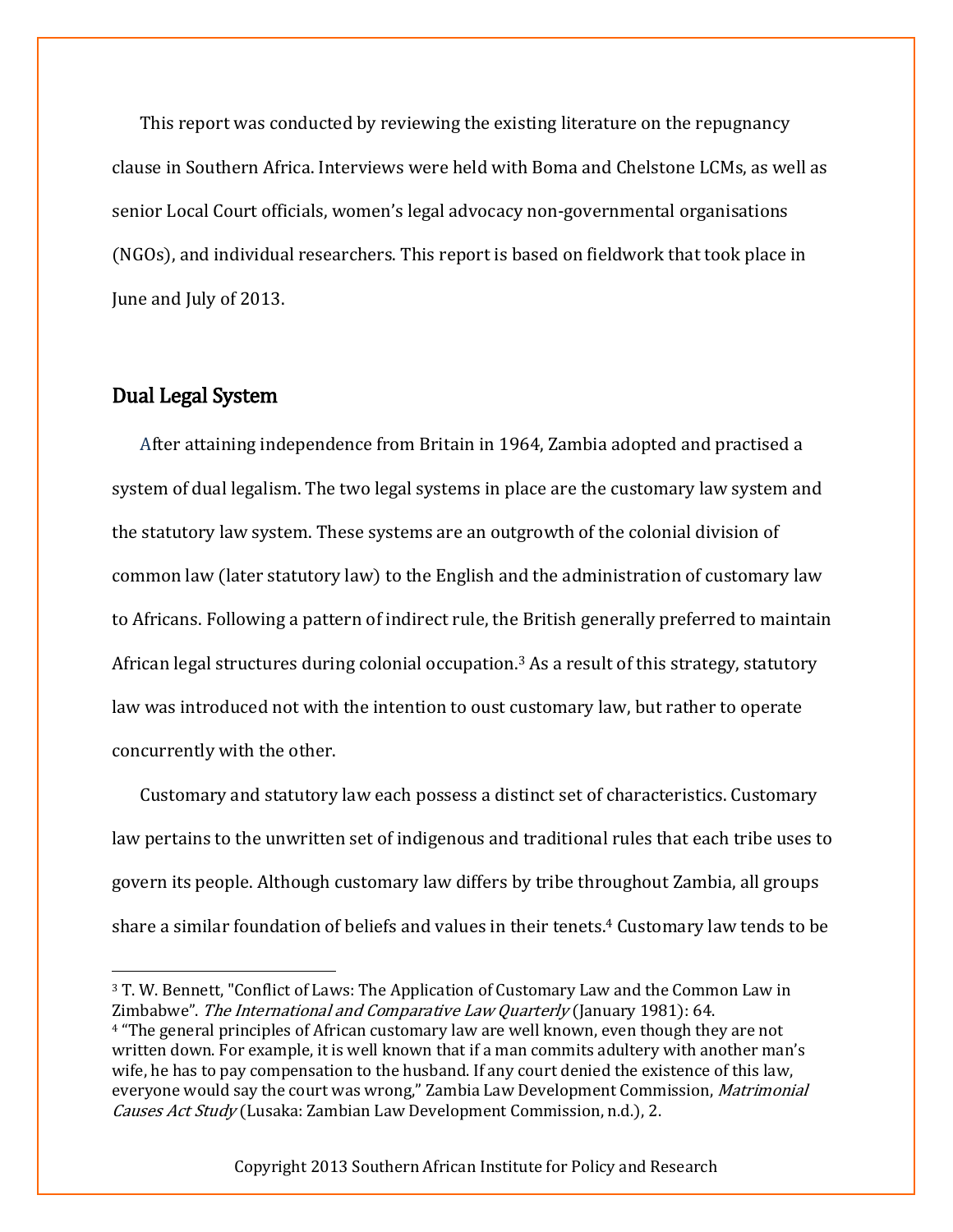This report was conducted by reviewing the existing literature on the repugnancy clause in Southern Africa. Interviews were held with Boma and Chelstone LCMs, as well as senior Local Court officials, women's legal advocacy non-governmental organisations (NGOs), and individual researchers. This report is based on fieldwork that took place in June and July of 2013.

## Dual Legal System

After attaining independence from Britain in 1964, Zambia adopted and practised a system of dual legalism. The two legal systems in place are the customary law system and the statutory law system. These systems are an outgrowth of the colonial division of common law (later statutory law) to the English and the administration of customary law to Africans. Following a pattern of indirect rule, the British generally preferred to maintain African legal structures during colonial occupation.[3] As a result of this strategy, statutory law was introduced not with the intention to oust customary law, but rather to operate concurrently with the other.

Customary and statutory law each possess a distinct set of characteristics. Customary law pertains to the unwritten set of indigenous and traditional rules that each tribe uses to govern its people. Although customary law differs by tribe throughout Zambia, all groups share a similar foundation of beliefs and values in their tenets.[4] Customary law tends to be

---

[3] T. W. Bennett, "Conflict of Laws: The Application of Customary Law and the Common Law in Zimbabwe". *The International and Comparative Law Quarterly* (January 1981): 64.

[4] "The general principles of African customary law are well known, even though they are not written down. For example, it is well known that if a man commits adultery with another man's wife, he has to pay compensation to the husband. If any court denied the existence of this law, everyone would say the court was wrong," Zambia Law Development Commission, *Matrimonial Causes Act Study* (Lusaka: Zambian Law Development Commission, n.d.), 2.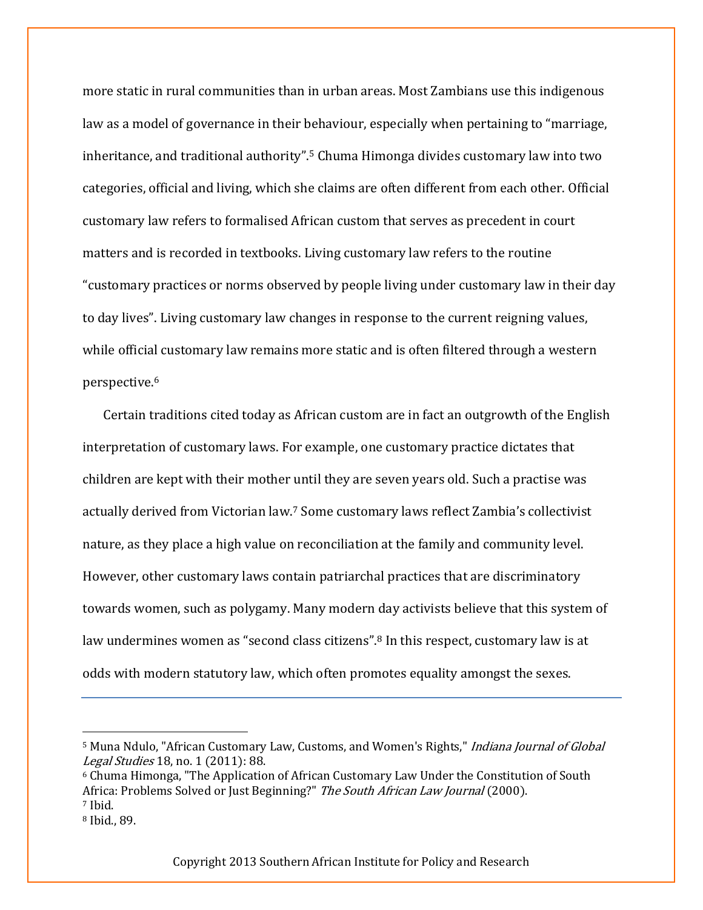more static in rural communities than in urban areas. Most Zambians use this indigenous law as a model of governance in their behaviour, especially when pertaining to "marriage, inheritance, and traditional authority".[5] Chuma Himonga divides customary law into two categories, official and living, which she claims are often different from each other. Official customary law refers to formalised African custom that serves as precedent in court matters and is recorded in textbooks. Living customary law refers to the routine "customary practices or norms observed by people living under customary law in their day to day lives". Living customary law changes in response to the current reigning values, while official customary law remains more static and is often filtered through a western perspective.[6]

Certain traditions cited today as African custom are in fact an outgrowth of the English interpretation of customary laws. For example, one customary practice dictates that children are kept with their mother until they are seven years old. Such a practise was actually derived from Victorian law.[7] Some customary laws reflect Zambia's collectivist nature, as they place a high value on reconciliation at the family and community level. However, other customary laws contain patriarchal practices that are discriminatory towards women, such as polygamy. Many modern day activists believe that this system of law undermines women as "second class citizens".[8] In this respect, customary law is at odds with modern statutory law, which often promotes equality amongst the sexes.

---

[5] Muna Ndulo, "African Customary Law, Customs, and Women's Rights," *Indiana Journal of Global Legal Studies* 18, no. 1 (2011): 88.
[6] Chuma Himonga, "The Application of African Customary Law Under the Constitution of South Africa: Problems Solved or Just Beginning?" *The South African Law Journal* (2000).
[7] Ibid.
[8] Ibid., 89.

Copyright 2013 Southern African Institute for Policy and Research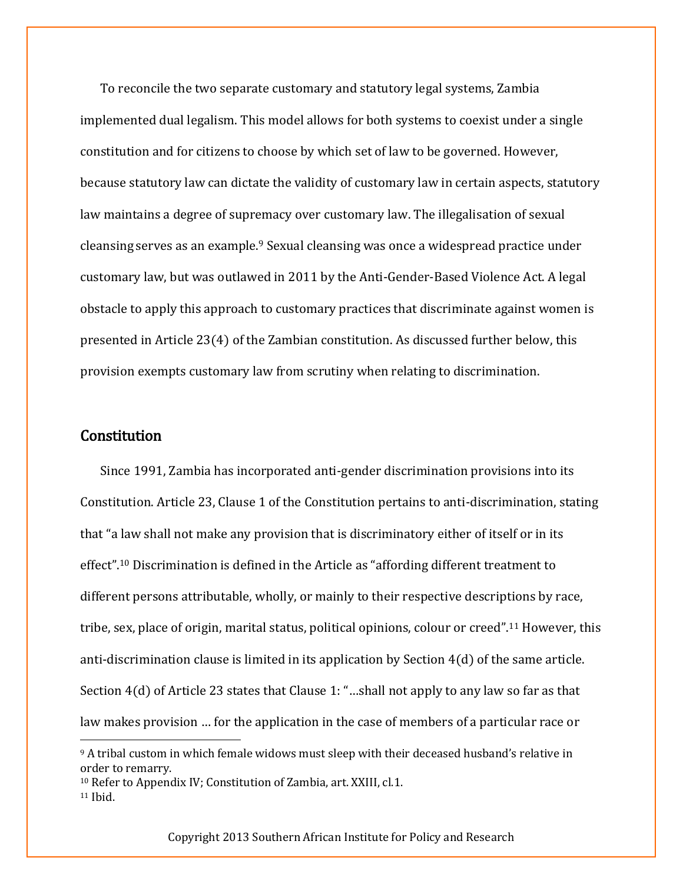To reconcile the two separate customary and statutory legal systems, Zambia implemented dual legalism. This model allows for both systems to coexist under a single constitution and for citizens to choose by which set of law to be governed. However, because statutory law can dictate the validity of customary law in certain aspects, statutory law maintains a degree of supremacy over customary law. The illegalisation of sexual cleansing serves as an example.[9] Sexual cleansing was once a widespread practice under customary law, but was outlawed in 2011 by the Anti-Gender-Based Violence Act. A legal obstacle to apply this approach to customary practices that discriminate against women is presented in Article 23(4) of the Zambian constitution. As discussed further below, this provision exempts customary law from scrutiny when relating to discrimination.

## Constitution

Since 1991, Zambia has incorporated anti-gender discrimination provisions into its Constitution. Article 23, Clause 1 of the Constitution pertains to anti-discrimination, stating that "a law shall not make any provision that is discriminatory either of itself or in its effect".[10] Discrimination is defined in the Article as "affording different treatment to different persons attributable, wholly, or mainly to their respective descriptions by race, tribe, sex, place of origin, marital status, political opinions, colour or creed".[11] However, this anti-discrimination clause is limited in its application by Section 4(d) of the same article. Section 4(d) of Article 23 states that Clause 1: "…shall not apply to any law so far as that law makes provision … for the application in the case of members of a particular race or

---

[9] A tribal custom in which female widows must sleep with their deceased husband's relative in order to remarry.

[10] Refer to Appendix IV; Constitution of Zambia, art. XXIII, cl.1.

[11] Ibid.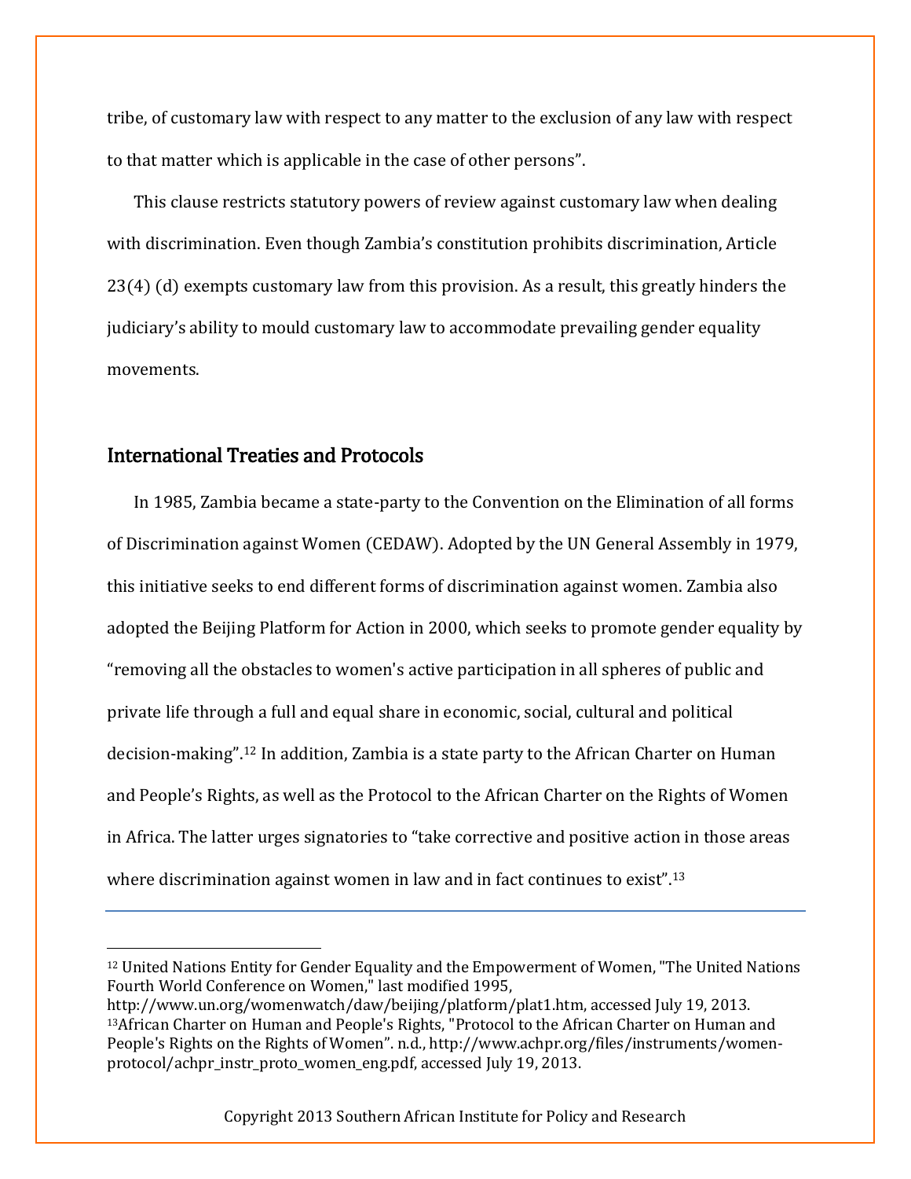tribe, of customary law with respect to any matter to the exclusion of any law with respect to that matter which is applicable in the case of other persons".

This clause restricts statutory powers of review against customary law when dealing with discrimination. Even though Zambia's constitution prohibits discrimination, Article 23(4) (d) exempts customary law from this provision. As a result, this greatly hinders the judiciary's ability to mould customary law to accommodate prevailing gender equality movements.

## International Treaties and Protocols

In 1985, Zambia became a state-party to the Convention on the Elimination of all forms of Discrimination against Women (CEDAW). Adopted by the UN General Assembly in 1979, this initiative seeks to end different forms of discrimination against women. Zambia also adopted the Beijing Platform for Action in 2000, which seeks to promote gender equality by "removing all the obstacles to women's active participation in all spheres of public and private life through a full and equal share in economic, social, cultural and political decision-making".[12] In addition, Zambia is a state party to the African Charter on Human and People's Rights, as well as the Protocol to the African Charter on the Rights of Women in Africa. The latter urges signatories to "take corrective and positive action in those areas where discrimination against women in law and in fact continues to exist".[13]

---

[12] United Nations Entity for Gender Equality and the Empowerment of Women, "The United Nations Fourth World Conference on Women," last modified 1995, http://www.un.org/womenwatch/daw/beijing/platform/plat1.htm, accessed July 19, 2013.

[13] African Charter on Human and People's Rights, "Protocol to the African Charter on Human and People's Rights on the Rights of Women". n.d., http://www.achpr.org/files/instruments/women-protocol/achpr_instr_proto_women_eng.pdf, accessed July 19, 2013.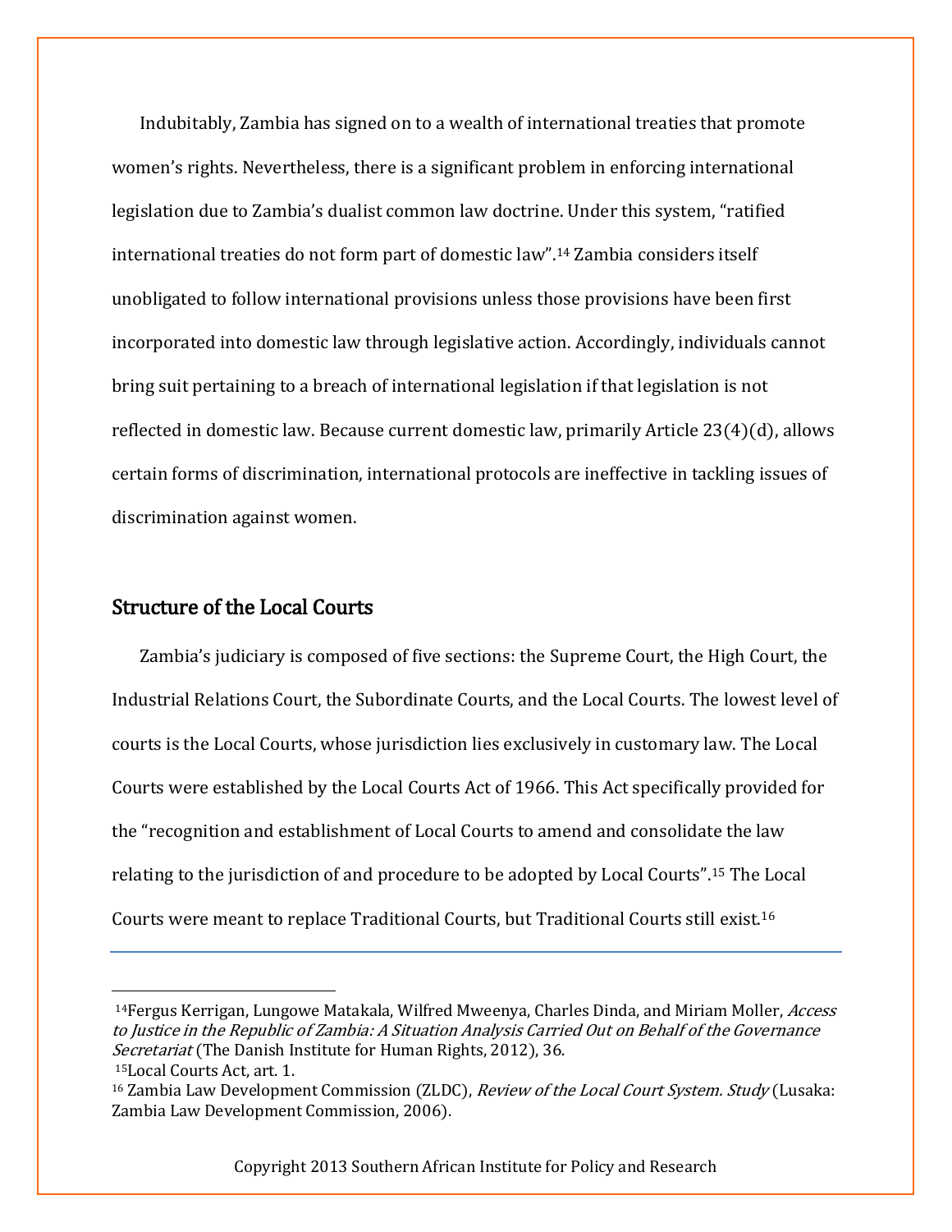Indubitably, Zambia has signed on to a wealth of international treaties that promote women's rights. Nevertheless, there is a significant problem in enforcing international legislation due to Zambia's dualist common law doctrine. Under this system, "ratified international treaties do not form part of domestic law".[14] Zambia considers itself unobligated to follow international provisions unless those provisions have been first incorporated into domestic law through legislative action. Accordingly, individuals cannot bring suit pertaining to a breach of international legislation if that legislation is not reflected in domestic law. Because current domestic law, primarily Article 23(4)(d), allows certain forms of discrimination, international protocols are ineffective in tackling issues of discrimination against women.

## Structure of the Local Courts

Zambia's judiciary is composed of five sections: the Supreme Court, the High Court, the Industrial Relations Court, the Subordinate Courts, and the Local Courts. The lowest level of courts is the Local Courts, whose jurisdiction lies exclusively in customary law. The Local Courts were established by the Local Courts Act of 1966. This Act specifically provided for the "recognition and establishment of Local Courts to amend and consolidate the law relating to the jurisdiction of and procedure to be adopted by Local Courts".[15] The Local Courts were meant to replace Traditional Courts, but Traditional Courts still exist.[16]

---

[14] Fergus Kerrigan, Lungowe Matakala, Wilfred Mweenya, Charles Dinda, and Miriam Moller, *Access to Justice in the Republic of Zambia: A Situation Analysis Carried Out on Behalf of the Governance Secretariat* (The Danish Institute for Human Rights, 2012), 36.

[15] Local Courts Act, art. 1.

[16] Zambia Law Development Commission (ZLDC), *Review of the Local Court System. Study* (Lusaka: Zambia Law Development Commission, 2006).

Copyright 2013 Southern African Institute for Policy and Research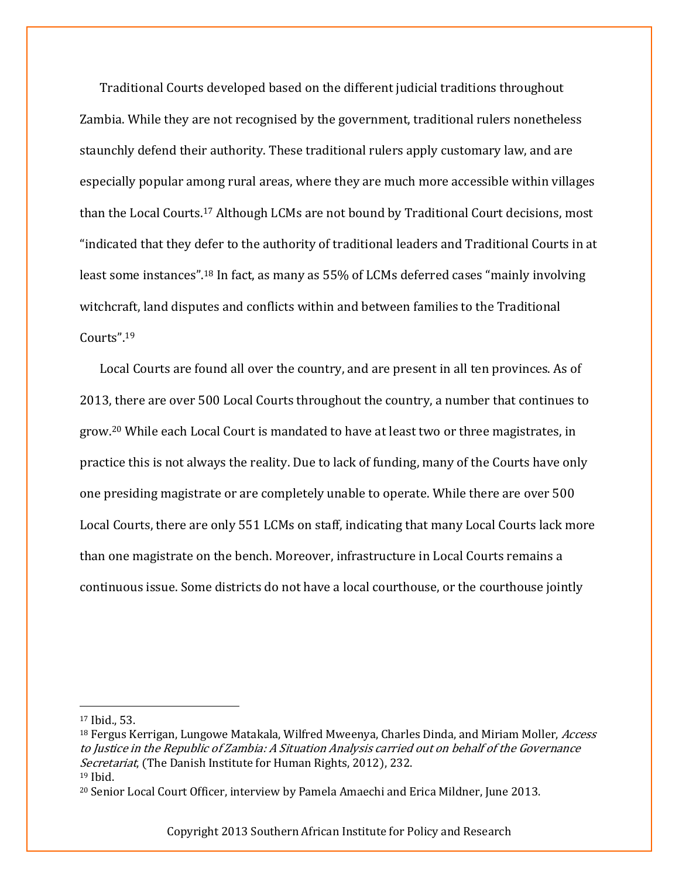Traditional Courts developed based on the different judicial traditions throughout Zambia. While they are not recognised by the government, traditional rulers nonetheless staunchly defend their authority. These traditional rulers apply customary law, and are especially popular among rural areas, where they are much more accessible within villages than the Local Courts.[17] Although LCMs are not bound by Traditional Court decisions, most "indicated that they defer to the authority of traditional leaders and Traditional Courts in at least some instances".[18] In fact, as many as 55% of LCMs deferred cases "mainly involving witchcraft, land disputes and conflicts within and between families to the Traditional Courts".[19]

Local Courts are found all over the country, and are present in all ten provinces. As of 2013, there are over 500 Local Courts throughout the country, a number that continues to grow.[20] While each Local Court is mandated to have at least two or three magistrates, in practice this is not always the reality. Due to lack of funding, many of the Courts have only one presiding magistrate or are completely unable to operate. While there are over 500 Local Courts, there are only 551 LCMs on staff, indicating that many Local Courts lack more than one magistrate on the bench. Moreover, infrastructure in Local Courts remains a continuous issue. Some districts do not have a local courthouse, or the courthouse jointly

---

[17] Ibid., 53.

[18] Fergus Kerrigan, Lungowe Matakala, Wilfred Mweenya, Charles Dinda, and Miriam Moller, *Access to Justice in the Republic of Zambia: A Situation Analysis carried out on behalf of the Governance Secretariat*, (The Danish Institute for Human Rights, 2012), 232.

[19] Ibid.

[20] Senior Local Court Officer, interview by Pamela Amaechi and Erica Mildner, June 2013.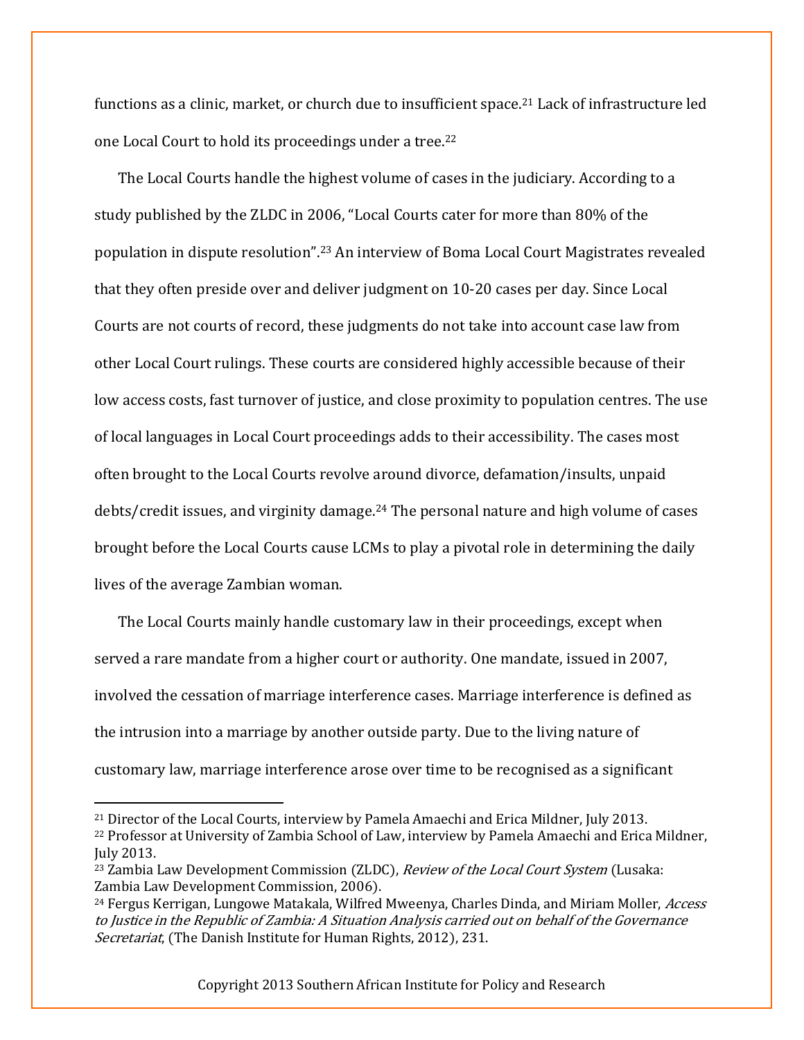functions as a clinic, market, or church due to insufficient space.[21] Lack of infrastructure led one Local Court to hold its proceedings under a tree.[22]

The Local Courts handle the highest volume of cases in the judiciary. According to a study published by the ZLDC in 2006, "Local Courts cater for more than 80% of the population in dispute resolution".[23] An interview of Boma Local Court Magistrates revealed that they often preside over and deliver judgment on 10-20 cases per day. Since Local Courts are not courts of record, these judgments do not take into account case law from other Local Court rulings. These courts are considered highly accessible because of their low access costs, fast turnover of justice, and close proximity to population centres. The use of local languages in Local Court proceedings adds to their accessibility. The cases most often brought to the Local Courts revolve around divorce, defamation/insults, unpaid debts/credit issues, and virginity damage.[24] The personal nature and high volume of cases brought before the Local Courts cause LCMs to play a pivotal role in determining the daily lives of the average Zambian woman.

The Local Courts mainly handle customary law in their proceedings, except when served a rare mandate from a higher court or authority. One mandate, issued in 2007, involved the cessation of marriage interference cases. Marriage interference is defined as the intrusion into a marriage by another outside party. Due to the living nature of customary law, marriage interference arose over time to be recognised as a significant

---

[21] Director of the Local Courts, interview by Pamela Amaechi and Erica Mildner, July 2013.

[22] Professor at University of Zambia School of Law, interview by Pamela Amaechi and Erica Mildner, July 2013.

[23] Zambia Law Development Commission (ZLDC), *Review of the Local Court System* (Lusaka: Zambia Law Development Commission, 2006).

[24] Fergus Kerrigan, Lungowe Matakala, Wilfred Mweenya, Charles Dinda, and Miriam Moller, *Access to Justice in the Republic of Zambia: A Situation Analysis carried out on behalf of the Governance Secretariat*, (The Danish Institute for Human Rights, 2012), 231.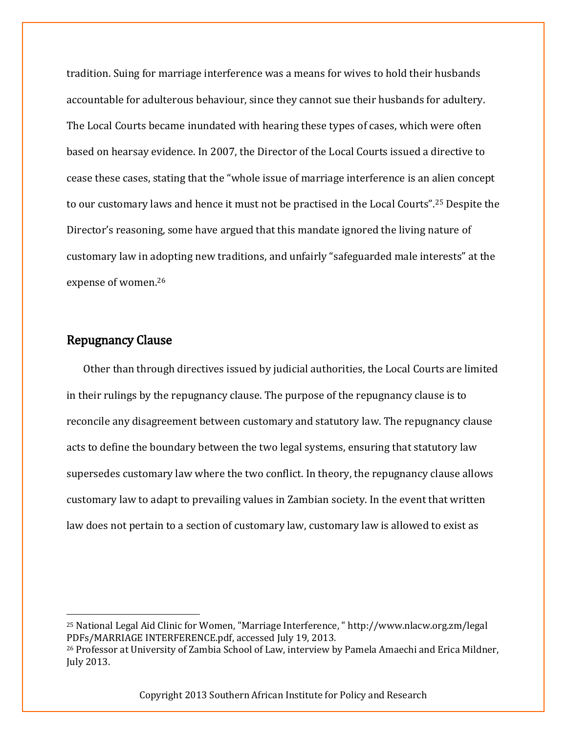tradition. Suing for marriage interference was a means for wives to hold their husbands accountable for adulterous behaviour, since they cannot sue their husbands for adultery. The Local Courts became inundated with hearing these types of cases, which were often based on hearsay evidence. In 2007, the Director of the Local Courts issued a directive to cease these cases, stating that the "whole issue of marriage interference is an alien concept to our customary laws and hence it must not be practised in the Local Courts".[25] Despite the Director's reasoning, some have argued that this mandate ignored the living nature of customary law in adopting new traditions, and unfairly "safeguarded male interests" at the expense of women.[26]

## Repugnancy Clause

Other than through directives issued by judicial authorities, the Local Courts are limited in their rulings by the repugnancy clause. The purpose of the repugnancy clause is to reconcile any disagreement between customary and statutory law. The repugnancy clause acts to define the boundary between the two legal systems, ensuring that statutory law supersedes customary law where the two conflict. In theory, the repugnancy clause allows customary law to adapt to prevailing values in Zambian society. In the event that written law does not pertain to a section of customary law, customary law is allowed to exist as

---

[25] National Legal Aid Clinic for Women, "Marriage Interference, " http://www.nlacw.org.zm/legal PDFs/MARRIAGE INTERFERENCE.pdf, accessed July 19, 2013.

[26] Professor at University of Zambia School of Law, interview by Pamela Amaechi and Erica Mildner, July 2013.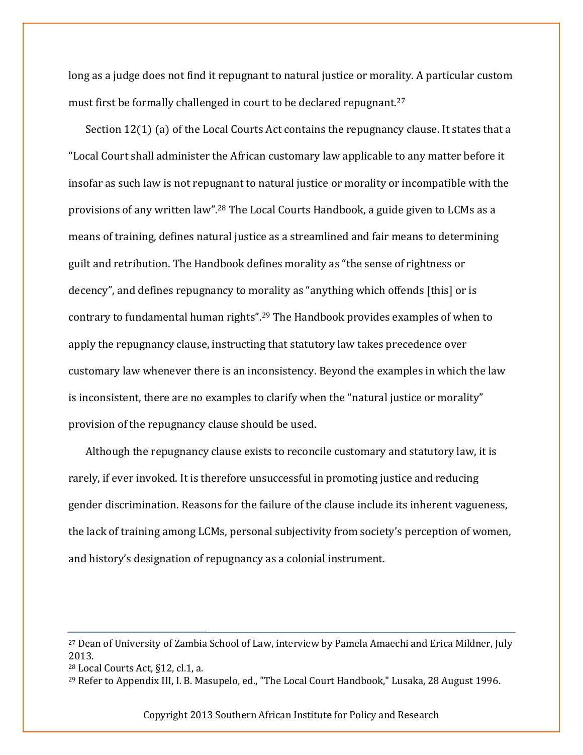long as a judge does not find it repugnant to natural justice or morality. A particular custom must first be formally challenged in court to be declared repugnant.[27]

Section 12(1) (a) of the Local Courts Act contains the repugnancy clause. It states that a "Local Court shall administer the African customary law applicable to any matter before it insofar as such law is not repugnant to natural justice or morality or incompatible with the provisions of any written law".[28] The Local Courts Handbook, a guide given to LCMs as a means of training, defines natural justice as a streamlined and fair means to determining guilt and retribution. The Handbook defines morality as "the sense of rightness or decency", and defines repugnancy to morality as "anything which offends [this] or is contrary to fundamental human rights".[29] The Handbook provides examples of when to apply the repugnancy clause, instructing that statutory law takes precedence over customary law whenever there is an inconsistency. Beyond the examples in which the law is inconsistent, there are no examples to clarify when the "natural justice or morality" provision of the repugnancy clause should be used.

Although the repugnancy clause exists to reconcile customary and statutory law, it is rarely, if ever invoked. It is therefore unsuccessful in promoting justice and reducing gender discrimination. Reasons for the failure of the clause include its inherent vagueness, the lack of training among LCMs, personal subjectivity from society's perception of women, and history's designation of repugnancy as a colonial instrument.

---

[27] Dean of University of Zambia School of Law, interview by Pamela Amaechi and Erica Mildner, July 2013.

[28] Local Courts Act, §12, cl.1, a.

[29] Refer to Appendix III, I. B. Masupelo, ed., "The Local Court Handbook," Lusaka, 28 August 1996.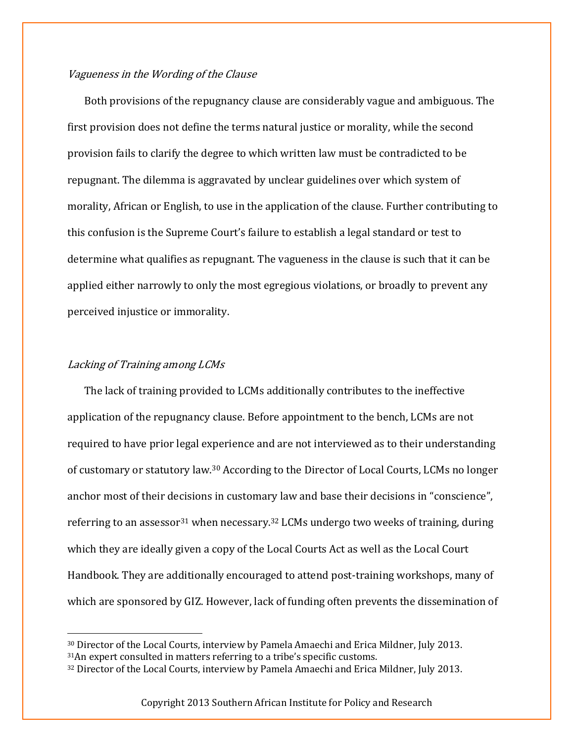*Vagueness in the Wording of the Clause*

Both provisions of the repugnancy clause are considerably vague and ambiguous. The first provision does not define the terms natural justice or morality, while the second provision fails to clarify the degree to which written law must be contradicted to be repugnant. The dilemma is aggravated by unclear guidelines over which system of morality, African or English, to use in the application of the clause. Further contributing to this confusion is the Supreme Court's failure to establish a legal standard or test to determine what qualifies as repugnant. The vagueness in the clause is such that it can be applied either narrowly to only the most egregious violations, or broadly to prevent any perceived injustice or immorality.

*Lacking of Training among LCMs*

The lack of training provided to LCMs additionally contributes to the ineffective application of the repugnancy clause. Before appointment to the bench, LCMs are not required to have prior legal experience and are not interviewed as to their understanding of customary or statutory law.[30] According to the Director of Local Courts, LCMs no longer anchor most of their decisions in customary law and base their decisions in "conscience", referring to an assessor[31] when necessary.[32] LCMs undergo two weeks of training, during which they are ideally given a copy of the Local Courts Act as well as the Local Court Handbook. They are additionally encouraged to attend post-training workshops, many of which are sponsored by GIZ. However, lack of funding often prevents the dissemination of

---

[30] Director of the Local Courts, interview by Pamela Amaechi and Erica Mildner, July 2013.

[31] An expert consulted in matters referring to a tribe's specific customs.

[32] Director of the Local Courts, interview by Pamela Amaechi and Erica Mildner, July 2013.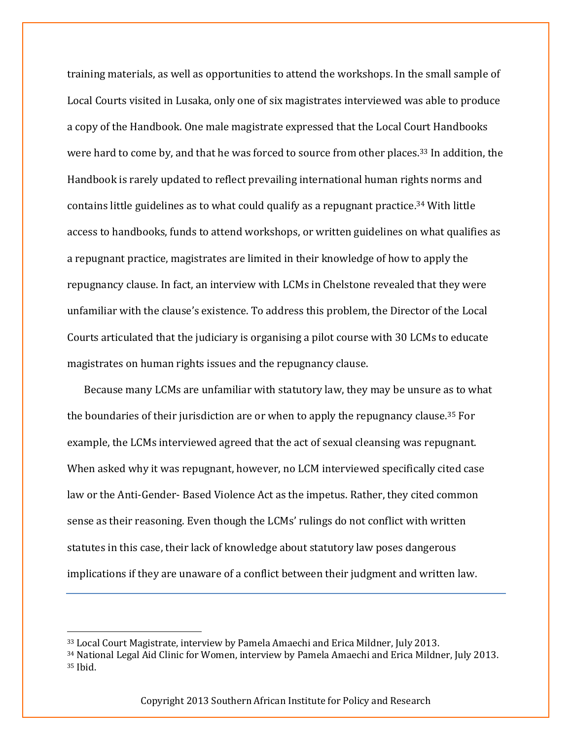training materials, as well as opportunities to attend the workshops. In the small sample of Local Courts visited in Lusaka, only one of six magistrates interviewed was able to produce a copy of the Handbook. One male magistrate expressed that the Local Court Handbooks were hard to come by, and that he was forced to source from other places.[33] In addition, the Handbook is rarely updated to reflect prevailing international human rights norms and contains little guidelines as to what could qualify as a repugnant practice.[34] With little access to handbooks, funds to attend workshops, or written guidelines on what qualifies as a repugnant practice, magistrates are limited in their knowledge of how to apply the repugnancy clause. In fact, an interview with LCMs in Chelstone revealed that they were unfamiliar with the clause's existence. To address this problem, the Director of the Local Courts articulated that the judiciary is organising a pilot course with 30 LCMs to educate magistrates on human rights issues and the repugnancy clause.

Because many LCMs are unfamiliar with statutory law, they may be unsure as to what the boundaries of their jurisdiction are or when to apply the repugnancy clause.[35] For example, the LCMs interviewed agreed that the act of sexual cleansing was repugnant. When asked why it was repugnant, however, no LCM interviewed specifically cited case law or the Anti-Gender- Based Violence Act as the impetus. Rather, they cited common sense as their reasoning. Even though the LCMs' rulings do not conflict with written statutes in this case, their lack of knowledge about statutory law poses dangerous implications if they are unaware of a conflict between their judgment and written law.

---

[33] Local Court Magistrate, interview by Pamela Amaechi and Erica Mildner, July 2013.
[34] National Legal Aid Clinic for Women, interview by Pamela Amaechi and Erica Mildner, July 2013.
[35] Ibid.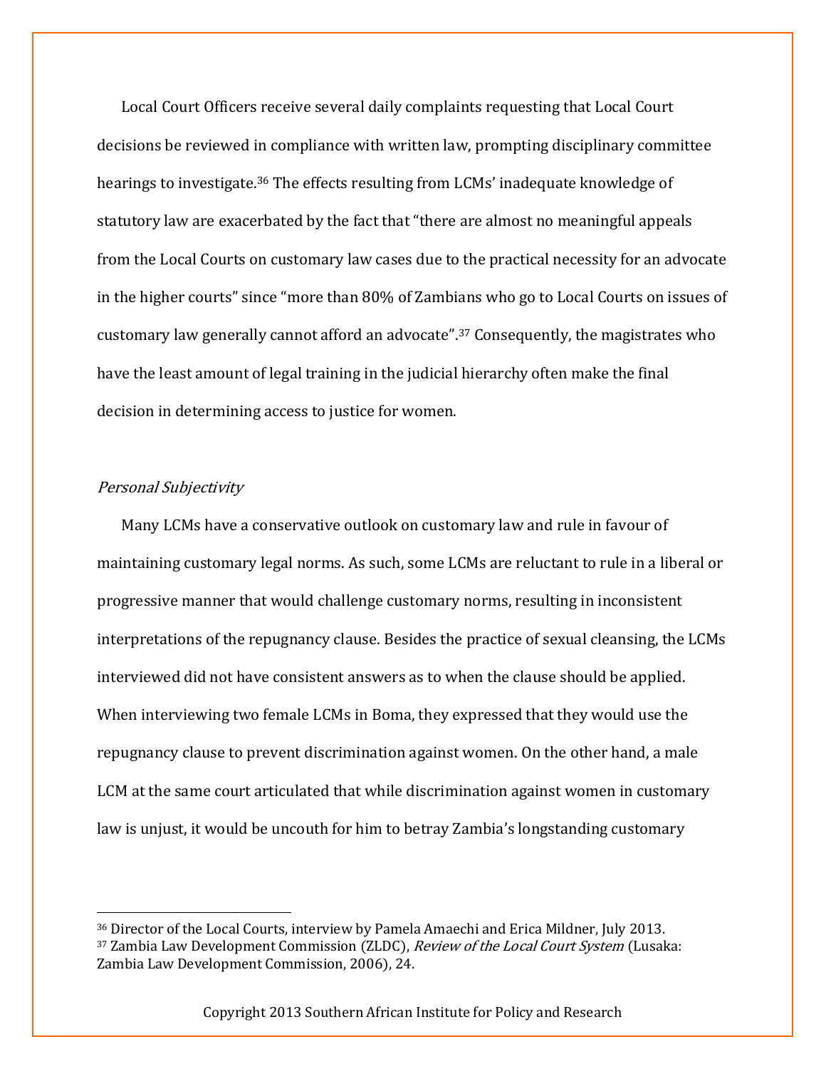Local Court Officers receive several daily complaints requesting that Local Court decisions be reviewed in compliance with written law, prompting disciplinary committee hearings to investigate.[36] The effects resulting from LCMs' inadequate knowledge of statutory law are exacerbated by the fact that "there are almost no meaningful appeals from the Local Courts on customary law cases due to the practical necessity for an advocate in the higher courts" since "more than 80% of Zambians who go to Local Courts on issues of customary law generally cannot afford an advocate".[37] Consequently, the magistrates who have the least amount of legal training in the judicial hierarchy often make the final decision in determining access to justice for women.

*Personal Subjectivity*

Many LCMs have a conservative outlook on customary law and rule in favour of maintaining customary legal norms. As such, some LCMs are reluctant to rule in a liberal or progressive manner that would challenge customary norms, resulting in inconsistent interpretations of the repugnancy clause. Besides the practice of sexual cleansing, the LCMs interviewed did not have consistent answers as to when the clause should be applied. When interviewing two female LCMs in Boma, they expressed that they would use the repugnancy clause to prevent discrimination against women. On the other hand, a male LCM at the same court articulated that while discrimination against women in customary law is unjust, it would be uncouth for him to betray Zambia's longstanding customary

---

[36] Director of the Local Courts, interview by Pamela Amaechi and Erica Mildner, July 2013.

[37] Zambia Law Development Commission (ZLDC), *Review of the Local Court System* (Lusaka: Zambia Law Development Commission, 2006), 24.

Copyright 2013 Southern African Institute for Policy and Research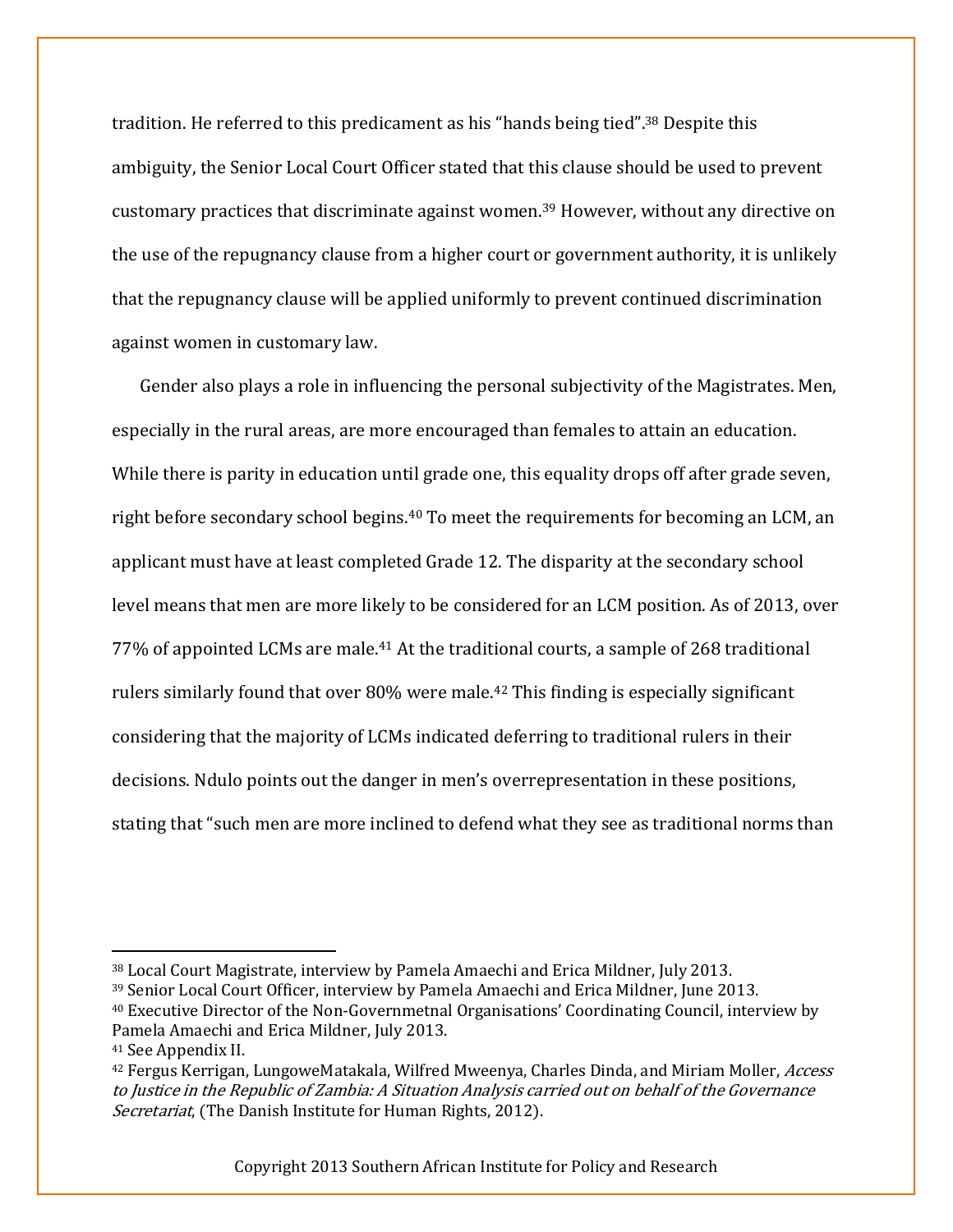tradition. He referred to this predicament as his "hands being tied".[38] Despite this ambiguity, the Senior Local Court Officer stated that this clause should be used to prevent customary practices that discriminate against women.[39] However, without any directive on the use of the repugnancy clause from a higher court or government authority, it is unlikely that the repugnancy clause will be applied uniformly to prevent continued discrimination against women in customary law.

Gender also plays a role in influencing the personal subjectivity of the Magistrates. Men, especially in the rural areas, are more encouraged than females to attain an education. While there is parity in education until grade one, this equality drops off after grade seven, right before secondary school begins.[40] To meet the requirements for becoming an LCM, an applicant must have at least completed Grade 12. The disparity at the secondary school level means that men are more likely to be considered for an LCM position. As of 2013, over 77% of appointed LCMs are male.[41] At the traditional courts, a sample of 268 traditional rulers similarly found that over 80% were male.[42] This finding is especially significant considering that the majority of LCMs indicated deferring to traditional rulers in their decisions. Ndulo points out the danger in men's overrepresentation in these positions, stating that "such men are more inclined to defend what they see as traditional norms than

---

[38] Local Court Magistrate, interview by Pamela Amaechi and Erica Mildner, July 2013.

[39] Senior Local Court Officer, interview by Pamela Amaechi and Erica Mildner, June 2013.

[40] Executive Director of the Non-Governmetnal Organisations' Coordinating Council, interview by Pamela Amaechi and Erica Mildner, July 2013.

[41] See Appendix II.

[42] Fergus Kerrigan, LungoweMatakala, Wilfred Mweenya, Charles Dinda, and Miriam Moller, *Access to Justice in the Republic of Zambia: A Situation Analysis carried out on behalf of the Governance Secretariat*, (The Danish Institute for Human Rights, 2012).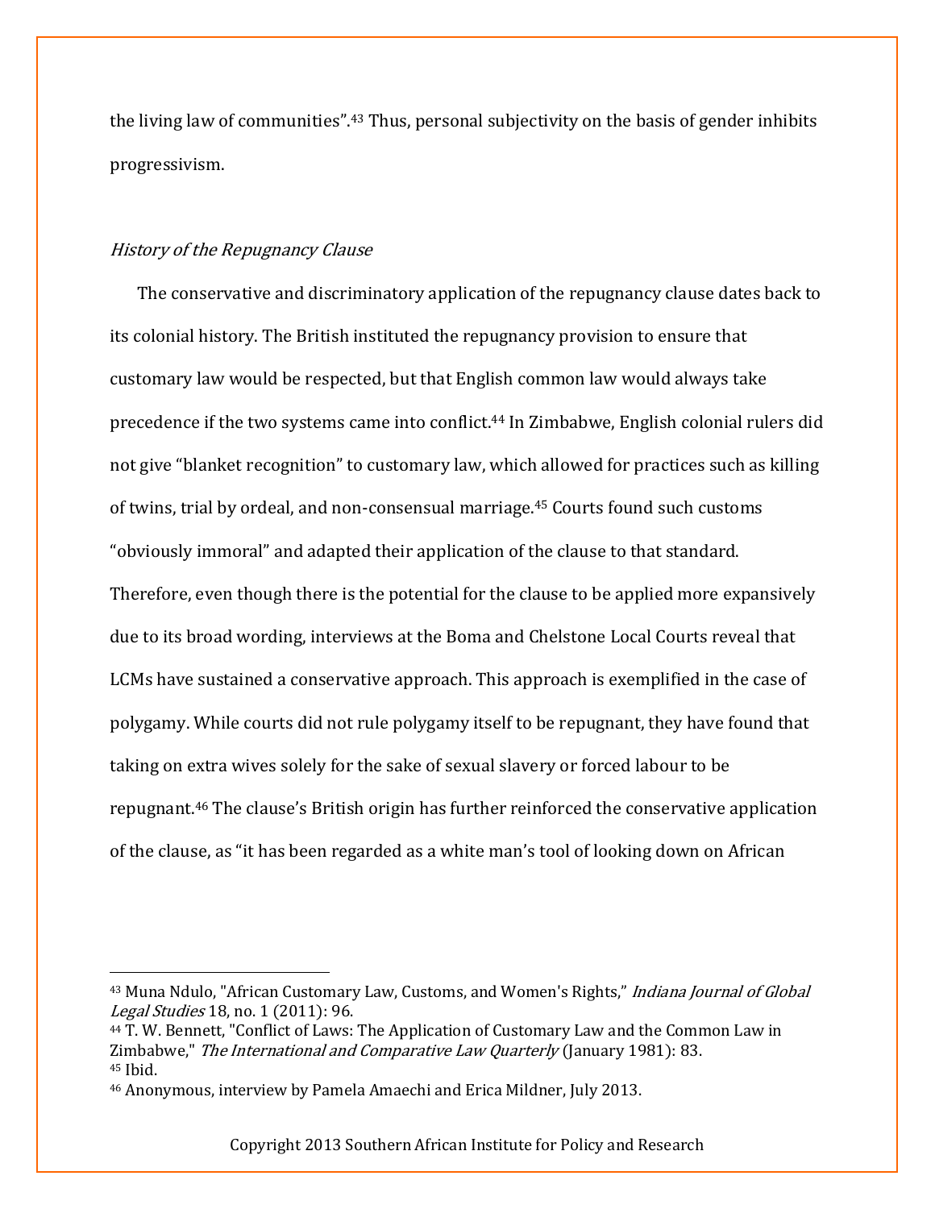the living law of communities".[43] Thus, personal subjectivity on the basis of gender inhibits progressivism.

*History of the Repugnancy Clause*

The conservative and discriminatory application of the repugnancy clause dates back to its colonial history. The British instituted the repugnancy provision to ensure that customary law would be respected, but that English common law would always take precedence if the two systems came into conflict.[44] In Zimbabwe, English colonial rulers did not give "blanket recognition" to customary law, which allowed for practices such as killing of twins, trial by ordeal, and non-consensual marriage.[45] Courts found such customs "obviously immoral" and adapted their application of the clause to that standard. Therefore, even though there is the potential for the clause to be applied more expansively due to its broad wording, interviews at the Boma and Chelstone Local Courts reveal that LCMs have sustained a conservative approach. This approach is exemplified in the case of polygamy. While courts did not rule polygamy itself to be repugnant, they have found that taking on extra wives solely for the sake of sexual slavery or forced labour to be repugnant.[46] The clause's British origin has further reinforced the conservative application of the clause, as "it has been regarded as a white man's tool of looking down on African

---

[43] Muna Ndulo, "African Customary Law, Customs, and Women's Rights," *Indiana Journal of Global Legal Studies* 18, no. 1 (2011): 96.

[44] T. W. Bennett, "Conflict of Laws: The Application of Customary Law and the Common Law in Zimbabwe," *The International and Comparative Law Quarterly* (January 1981): 83.

[45] Ibid.

[46] Anonymous, interview by Pamela Amaechi and Erica Mildner, July 2013.

Copyright 2013 Southern African Institute for Policy and Research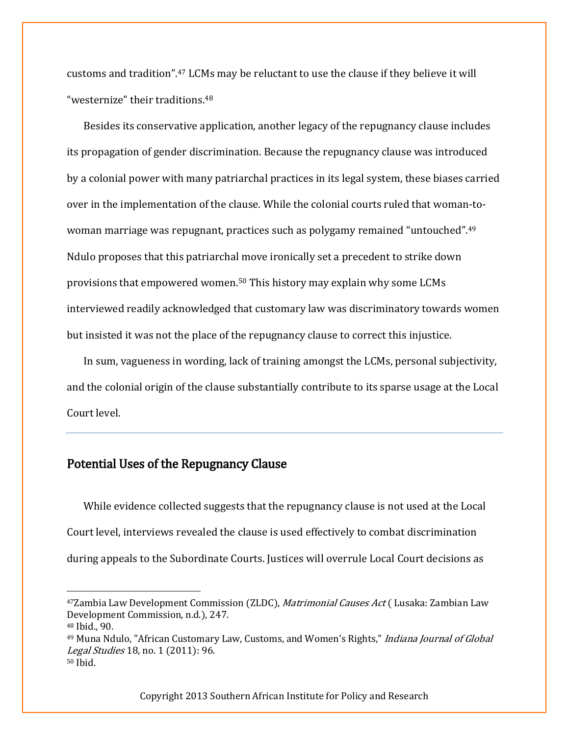customs and tradition".[47] LCMs may be reluctant to use the clause if they believe it will "westernize" their traditions.[48]

Besides its conservative application, another legacy of the repugnancy clause includes its propagation of gender discrimination. Because the repugnancy clause was introduced by a colonial power with many patriarchal practices in its legal system, these biases carried over in the implementation of the clause. While the colonial courts ruled that woman-to-woman marriage was repugnant, practices such as polygamy remained "untouched".[49] Ndulo proposes that this patriarchal move ironically set a precedent to strike down provisions that empowered women.[50] This history may explain why some LCMs interviewed readily acknowledged that customary law was discriminatory towards women but insisted it was not the place of the repugnancy clause to correct this injustice.

In sum, vagueness in wording, lack of training amongst the LCMs, personal subjectivity, and the colonial origin of the clause substantially contribute to its sparse usage at the Local Court level.

---

## Potential Uses of the Repugnancy Clause

While evidence collected suggests that the repugnancy clause is not used at the Local Court level, interviews revealed the clause is used effectively to combat discrimination during appeals to the Subordinate Courts. Justices will overrule Local Court decisions as

---

[47] Zambia Law Development Commission (ZLDC), *Matrimonial Causes Act* ( Lusaka: Zambian Law Development Commission, n.d.), 247.
[48] Ibid., 90.
[49] Muna Ndulo, "African Customary Law, Customs, and Women's Rights," *Indiana Journal of Global Legal Studies* 18, no. 1 (2011): 96.
[50] Ibid.

Copyright 2013 Southern African Institute for Policy and Research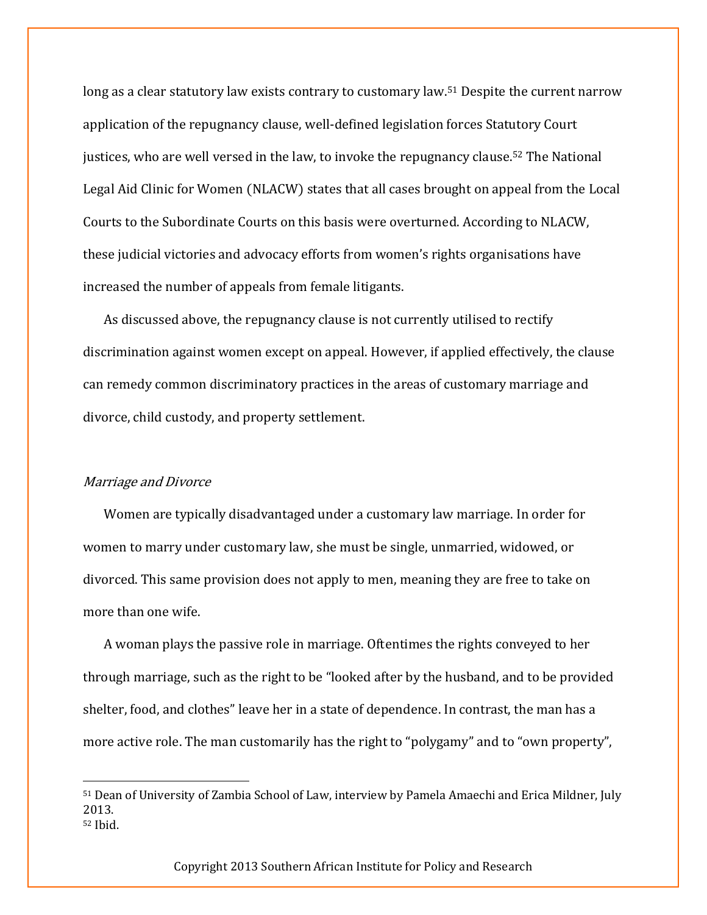long as a clear statutory law exists contrary to customary law.[51] Despite the current narrow application of the repugnancy clause, well-defined legislation forces Statutory Court justices, who are well versed in the law, to invoke the repugnancy clause.[52] The National Legal Aid Clinic for Women (NLACW) states that all cases brought on appeal from the Local Courts to the Subordinate Courts on this basis were overturned. According to NLACW, these judicial victories and advocacy efforts from women's rights organisations have increased the number of appeals from female litigants.

As discussed above, the repugnancy clause is not currently utilised to rectify discrimination against women except on appeal. However, if applied effectively, the clause can remedy common discriminatory practices in the areas of customary marriage and divorce, child custody, and property settlement.

*Marriage and Divorce*

Women are typically disadvantaged under a customary law marriage. In order for women to marry under customary law, she must be single, unmarried, widowed, or divorced. This same provision does not apply to men, meaning they are free to take on more than one wife.

A woman plays the passive role in marriage. Oftentimes the rights conveyed to her through marriage, such as the right to be "looked after by the husband, and to be provided shelter, food, and clothes" leave her in a state of dependence. In contrast, the man has a more active role. The man customarily has the right to "polygamy" and to "own property",

---

[51] Dean of University of Zambia School of Law, interview by Pamela Amaechi and Erica Mildner, July 2013.
[52] Ibid.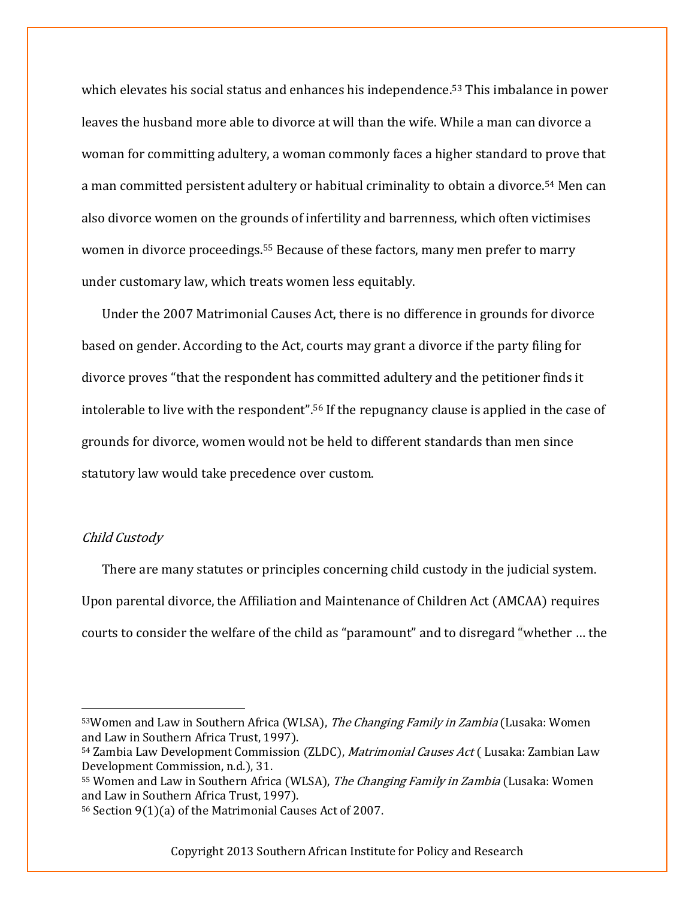which elevates his social status and enhances his independence.[53] This imbalance in power leaves the husband more able to divorce at will than the wife. While a man can divorce a woman for committing adultery, a woman commonly faces a higher standard to prove that a man committed persistent adultery or habitual criminality to obtain a divorce.[54] Men can also divorce women on the grounds of infertility and barrenness, which often victimises women in divorce proceedings.[55] Because of these factors, many men prefer to marry under customary law, which treats women less equitably.

Under the 2007 Matrimonial Causes Act, there is no difference in grounds for divorce based on gender. According to the Act, courts may grant a divorce if the party filing for divorce proves "that the respondent has committed adultery and the petitioner finds it intolerable to live with the respondent".[56] If the repugnancy clause is applied in the case of grounds for divorce, women would not be held to different standards than men since statutory law would take precedence over custom.

*Child Custody*

There are many statutes or principles concerning child custody in the judicial system. Upon parental divorce, the Affiliation and Maintenance of Children Act (AMCAA) requires courts to consider the welfare of the child as "paramount" and to disregard "whether … the

---

[53] Women and Law in Southern Africa (WLSA), *The Changing Family in Zambia* (Lusaka: Women and Law in Southern Africa Trust, 1997).

[54] Zambia Law Development Commission (ZLDC), *Matrimonial Causes Act* ( Lusaka: Zambian Law Development Commission, n.d.), 31.

[55] Women and Law in Southern Africa (WLSA), *The Changing Family in Zambia* (Lusaka: Women and Law in Southern Africa Trust, 1997).

[56] Section 9(1)(a) of the Matrimonial Causes Act of 2007.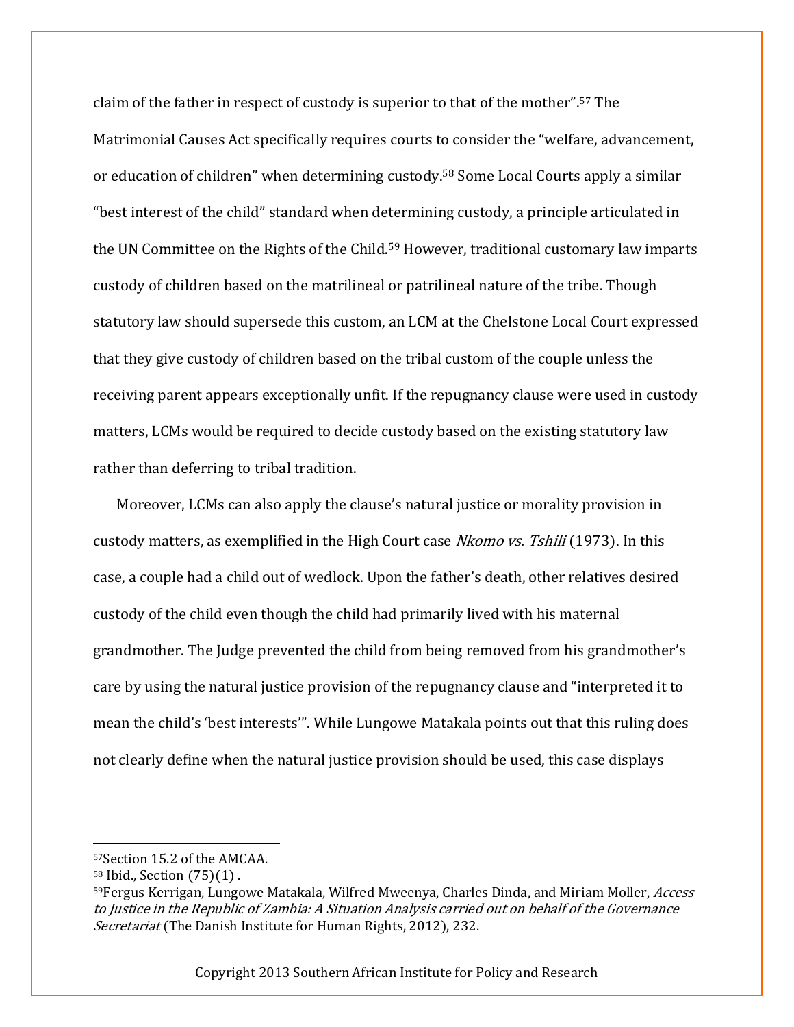claim of the father in respect of custody is superior to that of the mother".[57] The Matrimonial Causes Act specifically requires courts to consider the "welfare, advancement, or education of children" when determining custody.[58] Some Local Courts apply a similar "best interest of the child" standard when determining custody, a principle articulated in the UN Committee on the Rights of the Child.[59] However, traditional customary law imparts custody of children based on the matrilineal or patrilineal nature of the tribe. Though statutory law should supersede this custom, an LCM at the Chelstone Local Court expressed that they give custody of children based on the tribal custom of the couple unless the receiving parent appears exceptionally unfit. If the repugnancy clause were used in custody matters, LCMs would be required to decide custody based on the existing statutory law rather than deferring to tribal tradition.

Moreover, LCMs can also apply the clause's natural justice or morality provision in custody matters, as exemplified in the High Court case *Nkomo vs. Tshili* (1973). In this case, a couple had a child out of wedlock. Upon the father's death, other relatives desired custody of the child even though the child had primarily lived with his maternal grandmother. The Judge prevented the child from being removed from his grandmother's care by using the natural justice provision of the repugnancy clause and "interpreted it to mean the child's 'best interests'". While Lungowe Matakala points out that this ruling does not clearly define when the natural justice provision should be used, this case displays

---

[57]Section 15.2 of the AMCAA.

[58] Ibid., Section (75)(1) .

[59]Fergus Kerrigan, Lungowe Matakala, Wilfred Mweenya, Charles Dinda, and Miriam Moller, *Access to Justice in the Republic of Zambia: A Situation Analysis carried out on behalf of the Governance Secretariat* (The Danish Institute for Human Rights, 2012), 232.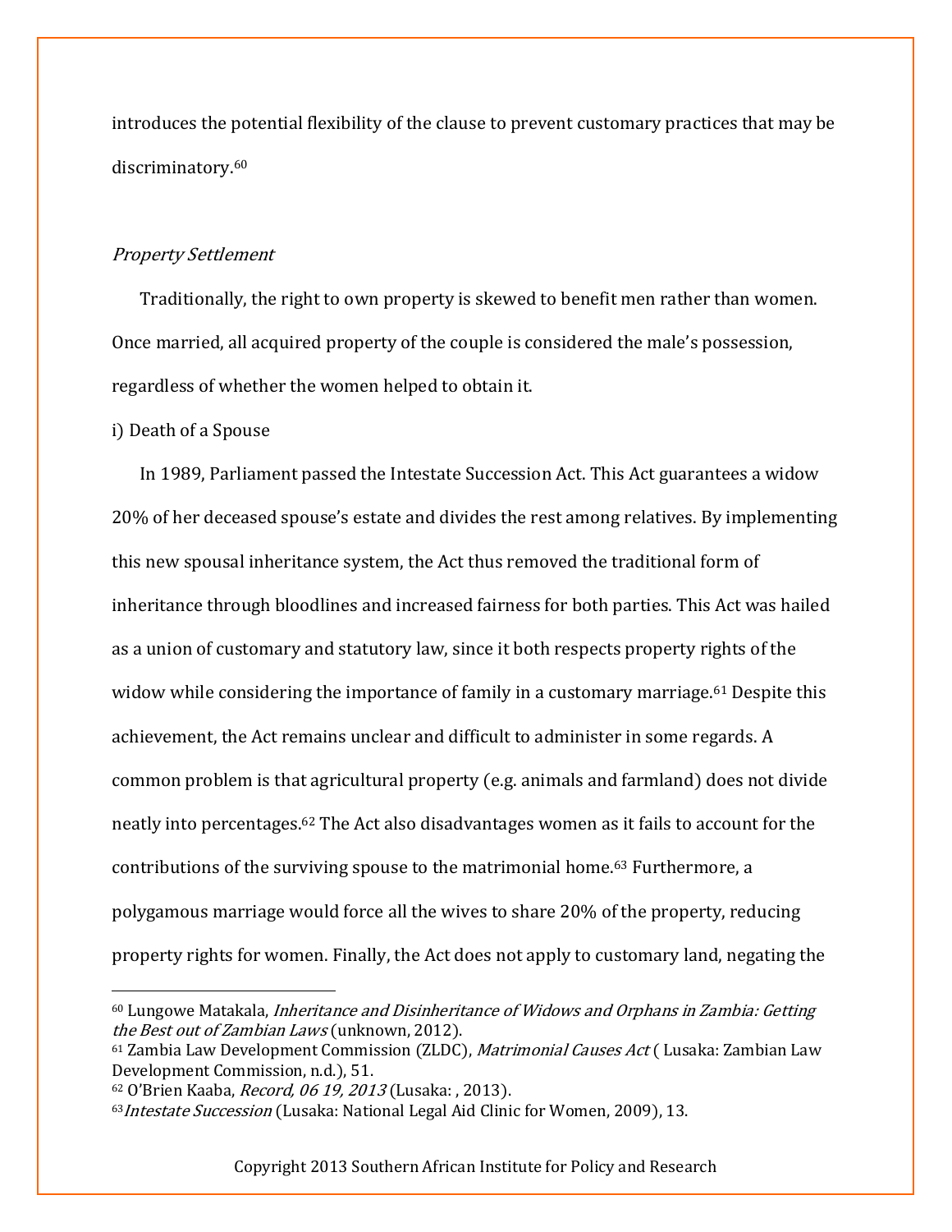introduces the potential flexibility of the clause to prevent customary practices that may be discriminatory.[60]

*Property Settlement*

Traditionally, the right to own property is skewed to benefit men rather than women. Once married, all acquired property of the couple is considered the male's possession, regardless of whether the women helped to obtain it.

i) Death of a Spouse

In 1989, Parliament passed the Intestate Succession Act. This Act guarantees a widow 20% of her deceased spouse's estate and divides the rest among relatives. By implementing this new spousal inheritance system, the Act thus removed the traditional form of inheritance through bloodlines and increased fairness for both parties. This Act was hailed as a union of customary and statutory law, since it both respects property rights of the widow while considering the importance of family in a customary marriage.[61] Despite this achievement, the Act remains unclear and difficult to administer in some regards. A common problem is that agricultural property (e.g. animals and farmland) does not divide neatly into percentages.[62] The Act also disadvantages women as it fails to account for the contributions of the surviving spouse to the matrimonial home.[63] Furthermore, a polygamous marriage would force all the wives to share 20% of the property, reducing property rights for women. Finally, the Act does not apply to customary land, negating the

---

[60] Lungowe Matakala, *Inheritance and Disinheritance of Widows and Orphans in Zambia: Getting the Best out of Zambian Laws* (unknown, 2012).

[61] Zambia Law Development Commission (ZLDC), *Matrimonial Causes Act* ( Lusaka: Zambian Law Development Commission, n.d.), 51.

[62] O'Brien Kaaba, *Record, 06 19, 2013* (Lusaka: , 2013).

[63] *Intestate Succession* (Lusaka: National Legal Aid Clinic for Women, 2009), 13.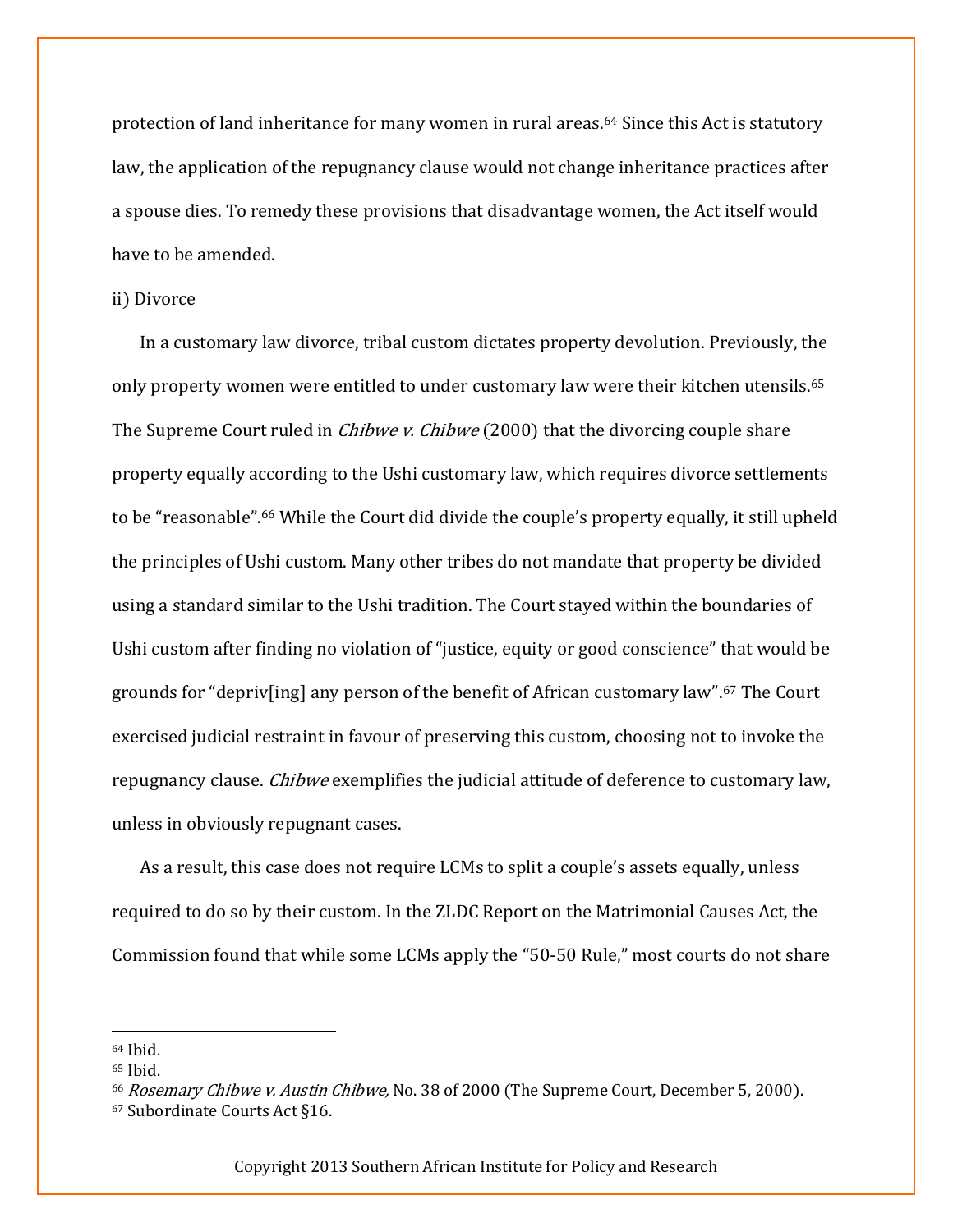protection of land inheritance for many women in rural areas.[64] Since this Act is statutory law, the application of the repugnancy clause would not change inheritance practices after a spouse dies. To remedy these provisions that disadvantage women, the Act itself would have to be amended.

ii) Divorce

In a customary law divorce, tribal custom dictates property devolution. Previously, the only property women were entitled to under customary law were their kitchen utensils.[65] The Supreme Court ruled in *Chibwe v. Chibwe* (2000) that the divorcing couple share property equally according to the Ushi customary law, which requires divorce settlements to be "reasonable".[66] While the Court did divide the couple's property equally, it still upheld the principles of Ushi custom. Many other tribes do not mandate that property be divided using a standard similar to the Ushi tradition. The Court stayed within the boundaries of Ushi custom after finding no violation of "justice, equity or good conscience" that would be grounds for "depriv[ing] any person of the benefit of African customary law".[67] The Court exercised judicial restraint in favour of preserving this custom, choosing not to invoke the repugnancy clause. *Chibwe* exemplifies the judicial attitude of deference to customary law, unless in obviously repugnant cases.

As a result, this case does not require LCMs to split a couple's assets equally, unless required to do so by their custom. In the ZLDC Report on the Matrimonial Causes Act, the Commission found that while some LCMs apply the "50-50 Rule," most courts do not share

---

[64] Ibid.

[65] Ibid.

[66] *Rosemary Chibwe v. Austin Chibwe,* No. 38 of 2000 (The Supreme Court, December 5, 2000).

[67] Subordinate Courts Act §16.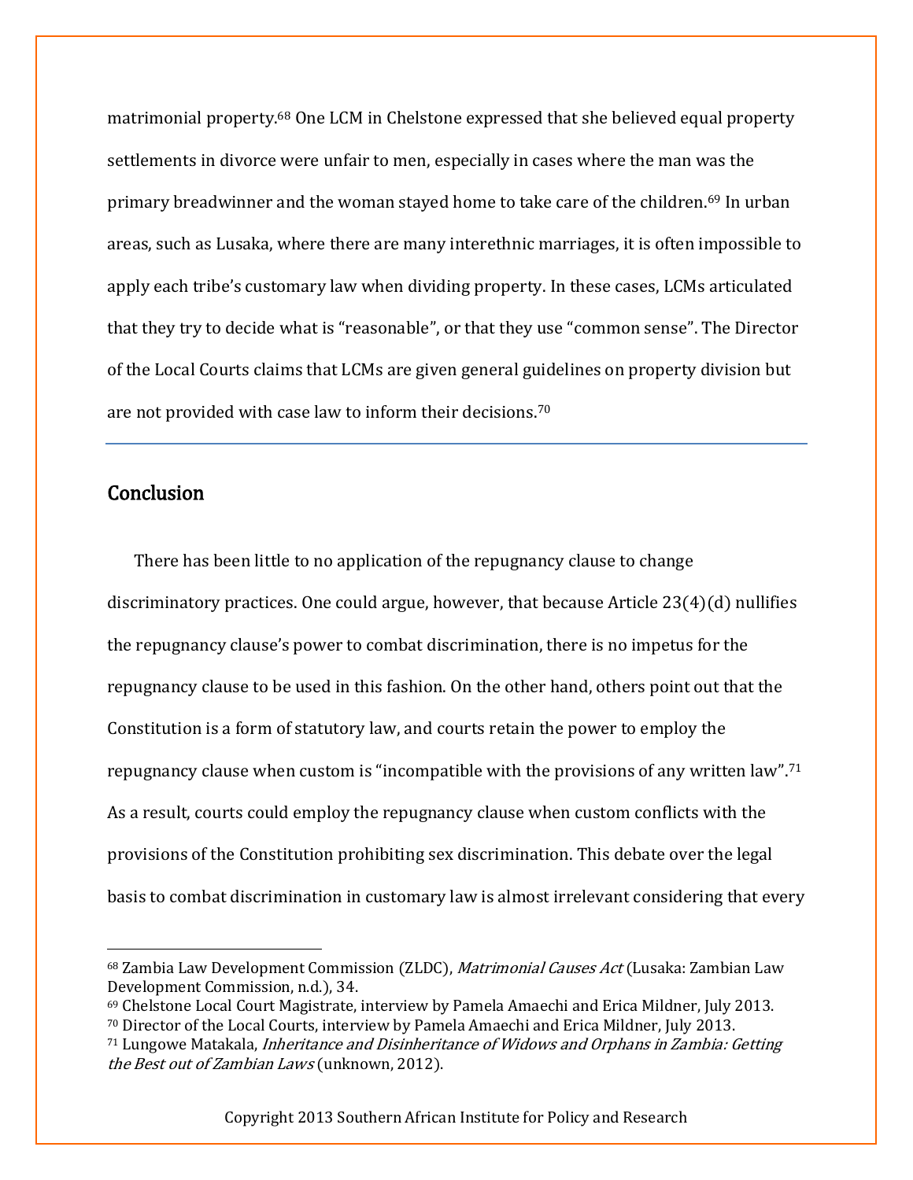matrimonial property.[68] One LCM in Chelstone expressed that she believed equal property settlements in divorce were unfair to men, especially in cases where the man was the primary breadwinner and the woman stayed home to take care of the children.[69] In urban areas, such as Lusaka, where there are many interethnic marriages, it is often impossible to apply each tribe's customary law when dividing property. In these cases, LCMs articulated that they try to decide what is "reasonable", or that they use "common sense". The Director of the Local Courts claims that LCMs are given general guidelines on property division but are not provided with case law to inform their decisions.[70]

---

## Conclusion

There has been little to no application of the repugnancy clause to change discriminatory practices. One could argue, however, that because Article 23(4)(d) nullifies the repugnancy clause's power to combat discrimination, there is no impetus for the repugnancy clause to be used in this fashion. On the other hand, others point out that the Constitution is a form of statutory law, and courts retain the power to employ the repugnancy clause when custom is "incompatible with the provisions of any written law".[71] As a result, courts could employ the repugnancy clause when custom conflicts with the provisions of the Constitution prohibiting sex discrimination. This debate over the legal basis to combat discrimination in customary law is almost irrelevant considering that every

---

[68] Zambia Law Development Commission (ZLDC), *Matrimonial Causes Act* (Lusaka: Zambian Law Development Commission, n.d.), 34.

[69] Chelstone Local Court Magistrate, interview by Pamela Amaechi and Erica Mildner, July 2013.

[70] Director of the Local Courts, interview by Pamela Amaechi and Erica Mildner, July 2013.

[71] Lungowe Matakala, *Inheritance and Disinheritance of Widows and Orphans in Zambia: Getting the Best out of Zambian Laws* (unknown, 2012).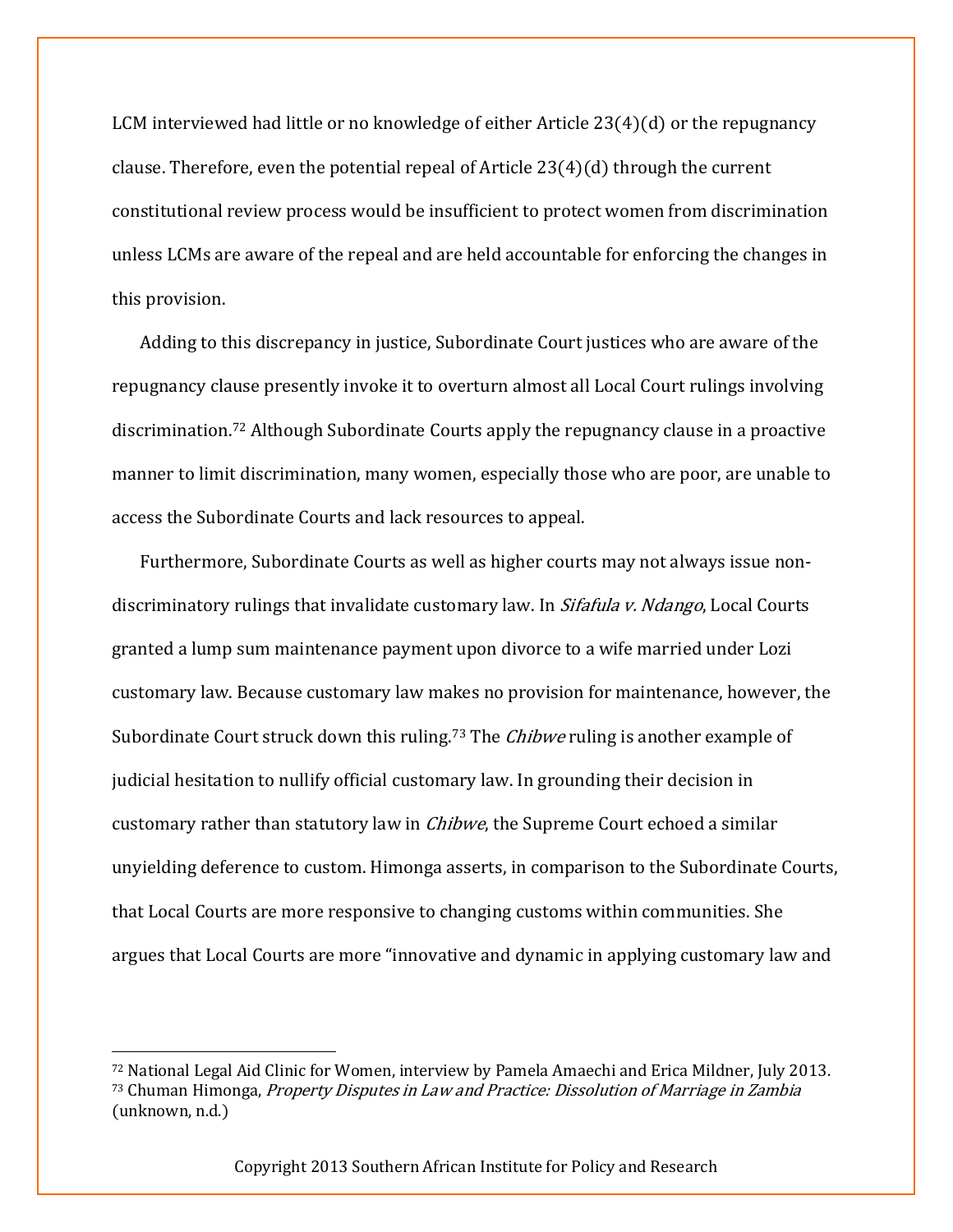LCM interviewed had little or no knowledge of either Article 23(4)(d) or the repugnancy clause. Therefore, even the potential repeal of Article 23(4)(d) through the current constitutional review process would be insufficient to protect women from discrimination unless LCMs are aware of the repeal and are held accountable for enforcing the changes in this provision.

Adding to this discrepancy in justice, Subordinate Court justices who are aware of the repugnancy clause presently invoke it to overturn almost all Local Court rulings involving discrimination.[72] Although Subordinate Courts apply the repugnancy clause in a proactive manner to limit discrimination, many women, especially those who are poor, are unable to access the Subordinate Courts and lack resources to appeal.

Furthermore, Subordinate Courts as well as higher courts may not always issue non-discriminatory rulings that invalidate customary law. In *Sifafula v. Ndango*, Local Courts granted a lump sum maintenance payment upon divorce to a wife married under Lozi customary law. Because customary law makes no provision for maintenance, however, the Subordinate Court struck down this ruling.[73] The *Chibwe* ruling is another example of judicial hesitation to nullify official customary law. In grounding their decision in customary rather than statutory law in *Chibwe*, the Supreme Court echoed a similar unyielding deference to custom. Himonga asserts, in comparison to the Subordinate Courts, that Local Courts are more responsive to changing customs within communities. She argues that Local Courts are more "innovative and dynamic in applying customary law and

---

[72] National Legal Aid Clinic for Women, interview by Pamela Amaechi and Erica Mildner, July 2013.

[73] Chuman Himonga, *Property Disputes in Law and Practice: Dissolution of Marriage in Zambia* (unknown, n.d.)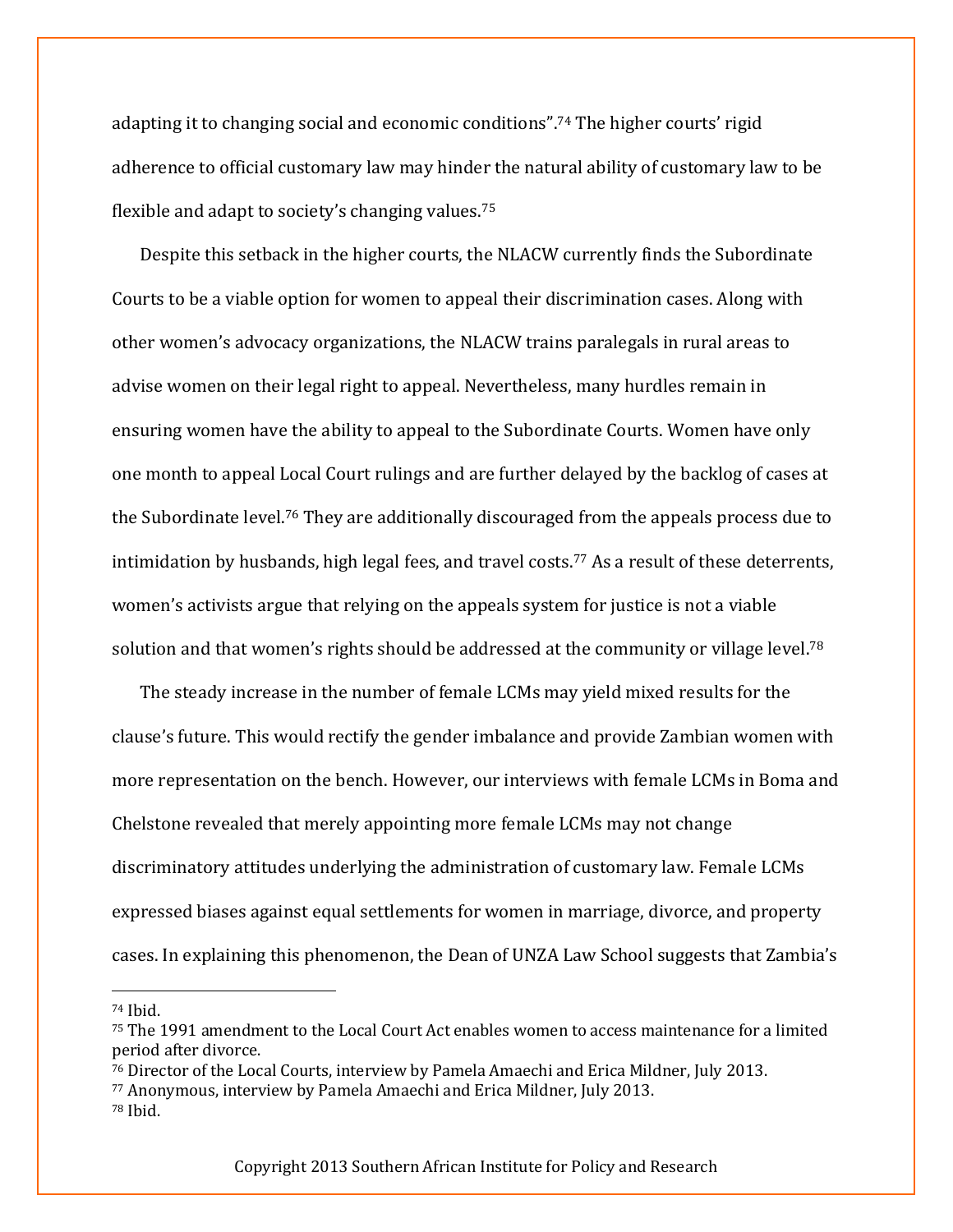adapting it to changing social and economic conditions".[74] The higher courts' rigid adherence to official customary law may hinder the natural ability of customary law to be flexible and adapt to society's changing values.[75]

Despite this setback in the higher courts, the NLACW currently finds the Subordinate Courts to be a viable option for women to appeal their discrimination cases. Along with other women's advocacy organizations, the NLACW trains paralegals in rural areas to advise women on their legal right to appeal. Nevertheless, many hurdles remain in ensuring women have the ability to appeal to the Subordinate Courts. Women have only one month to appeal Local Court rulings and are further delayed by the backlog of cases at the Subordinate level.[76] They are additionally discouraged from the appeals process due to intimidation by husbands, high legal fees, and travel costs.[77] As a result of these deterrents, women's activists argue that relying on the appeals system for justice is not a viable solution and that women's rights should be addressed at the community or village level.[78]

The steady increase in the number of female LCMs may yield mixed results for the clause's future. This would rectify the gender imbalance and provide Zambian women with more representation on the bench. However, our interviews with female LCMs in Boma and Chelstone revealed that merely appointing more female LCMs may not change discriminatory attitudes underlying the administration of customary law. Female LCMs expressed biases against equal settlements for women in marriage, divorce, and property cases. In explaining this phenomenon, the Dean of UNZA Law School suggests that Zambia's

---

[74] Ibid.

[75] The 1991 amendment to the Local Court Act enables women to access maintenance for a limited period after divorce.

[76] Director of the Local Courts, interview by Pamela Amaechi and Erica Mildner, July 2013.

[77] Anonymous, interview by Pamela Amaechi and Erica Mildner, July 2013.

[78] Ibid.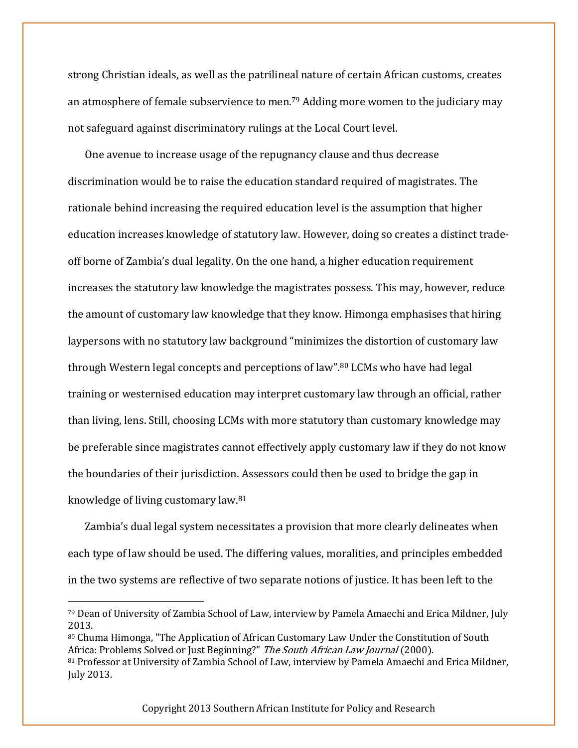strong Christian ideals, as well as the patrilineal nature of certain African customs, creates an atmosphere of female subservience to men.[79] Adding more women to the judiciary may not safeguard against discriminatory rulings at the Local Court level.

One avenue to increase usage of the repugnancy clause and thus decrease discrimination would be to raise the education standard required of magistrates. The rationale behind increasing the required education level is the assumption that higher education increases knowledge of statutory law. However, doing so creates a distinct trade-off borne of Zambia's dual legality. On the one hand, a higher education requirement increases the statutory law knowledge the magistrates possess. This may, however, reduce the amount of customary law knowledge that they know. Himonga emphasises that hiring laypersons with no statutory law background "minimizes the distortion of customary law through Western legal concepts and perceptions of law".[80] LCMs who have had legal training or westernised education may interpret customary law through an official, rather than living, lens. Still, choosing LCMs with more statutory than customary knowledge may be preferable since magistrates cannot effectively apply customary law if they do not know the boundaries of their jurisdiction. Assessors could then be used to bridge the gap in knowledge of living customary law.[81]

Zambia's dual legal system necessitates a provision that more clearly delineates when each type of law should be used. The differing values, moralities, and principles embedded in the two systems are reflective of two separate notions of justice. It has been left to the

---

[79] Dean of University of Zambia School of Law, interview by Pamela Amaechi and Erica Mildner, July 2013.

[80] Chuma Himonga, "The Application of African Customary Law Under the Constitution of South Africa: Problems Solved or Just Beginning?" *The South African Law Journal* (2000).

[81] Professor at University of Zambia School of Law, interview by Pamela Amaechi and Erica Mildner, July 2013.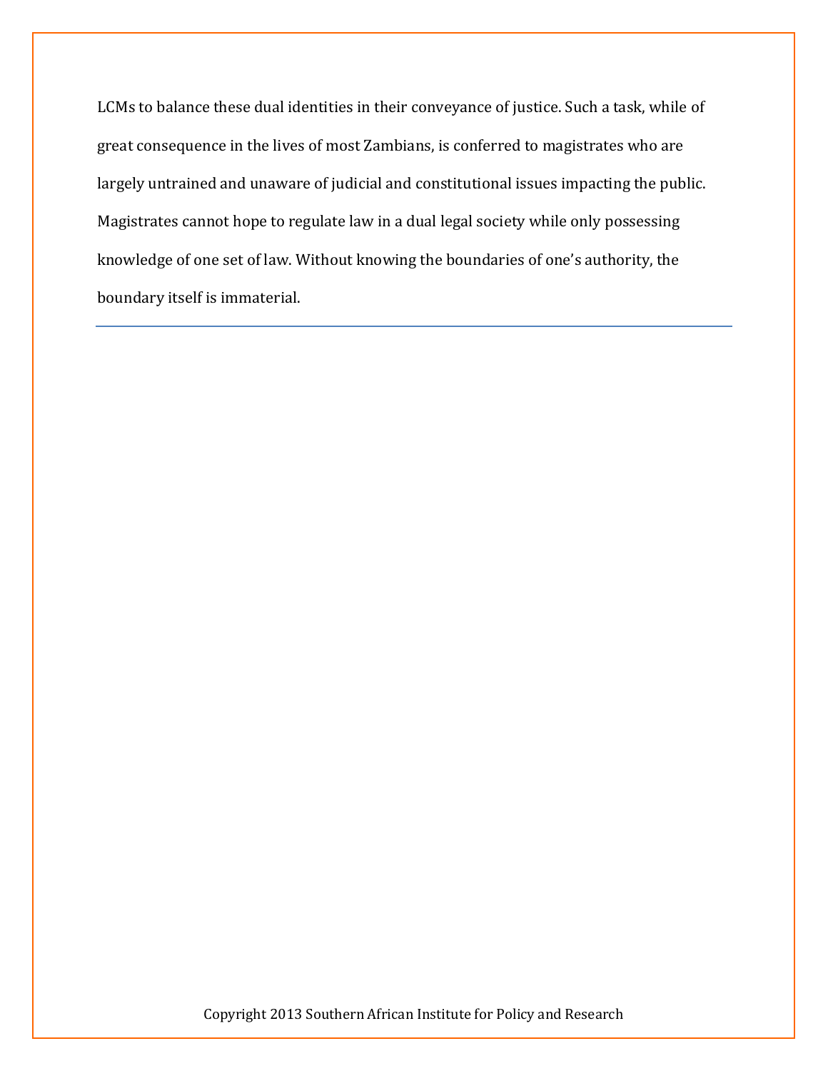LCMs to balance these dual identities in their conveyance of justice. Such a task, while of great consequence in the lives of most Zambians, is conferred to magistrates who are largely untrained and unaware of judicial and constitutional issues impacting the public. Magistrates cannot hope to regulate law in a dual legal society while only possessing knowledge of one set of law. Without knowing the boundaries of one's authority, the boundary itself is immaterial.

---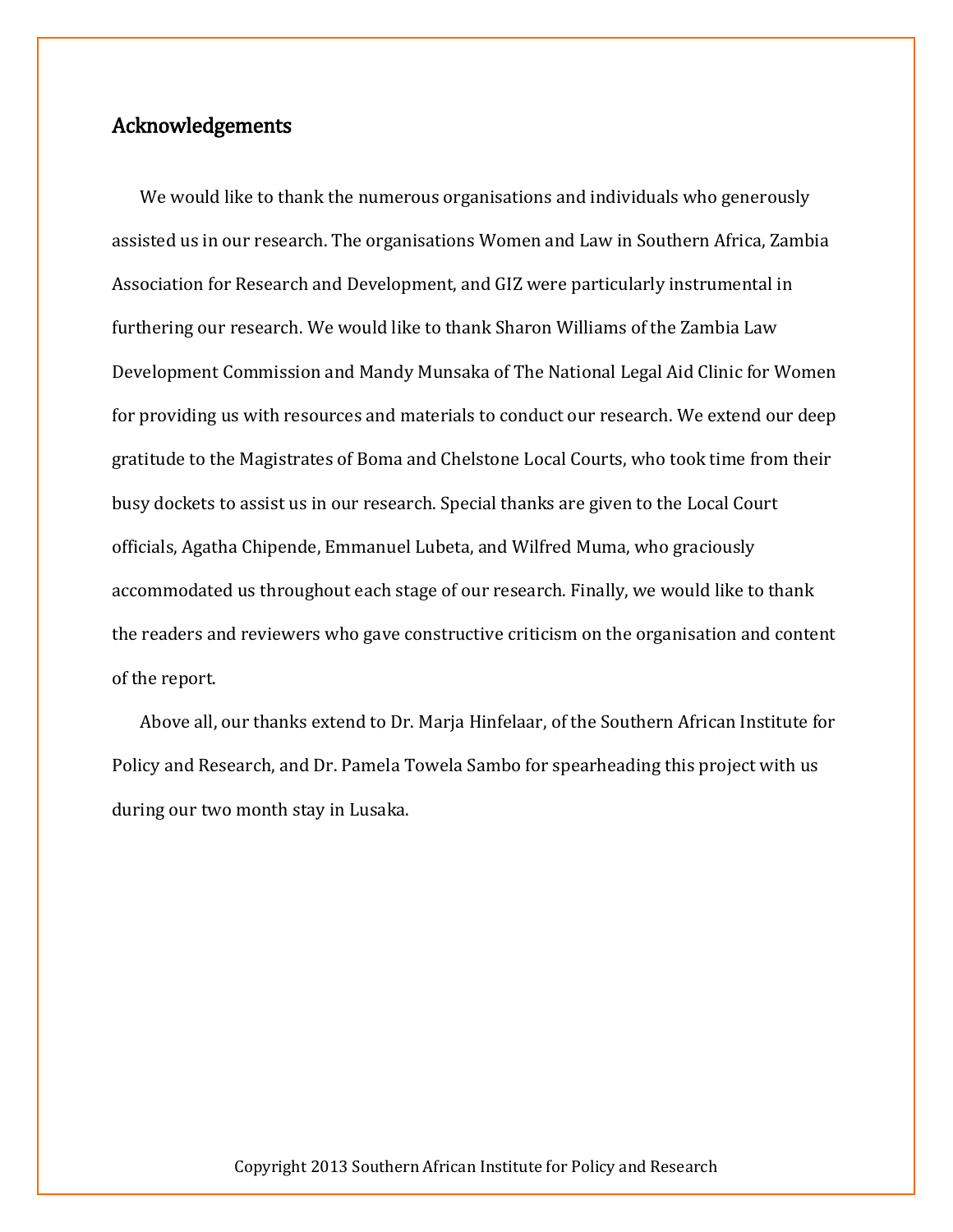## Acknowledgements

We would like to thank the numerous organisations and individuals who generously assisted us in our research. The organisations Women and Law in Southern Africa, Zambia Association for Research and Development, and GIZ were particularly instrumental in furthering our research. We would like to thank Sharon Williams of the Zambia Law Development Commission and Mandy Munsaka of The National Legal Aid Clinic for Women for providing us with resources and materials to conduct our research. We extend our deep gratitude to the Magistrates of Boma and Chelstone Local Courts, who took time from their busy dockets to assist us in our research. Special thanks are given to the Local Court officials, Agatha Chipende, Emmanuel Lubeta, and Wilfred Muma, who graciously accommodated us throughout each stage of our research. Finally, we would like to thank the readers and reviewers who gave constructive criticism on the organisation and content of the report.

Above all, our thanks extend to Dr. Marja Hinfelaar, of the Southern African Institute for Policy and Research, and Dr. Pamela Towela Sambo for spearheading this project with us during our two month stay in Lusaka.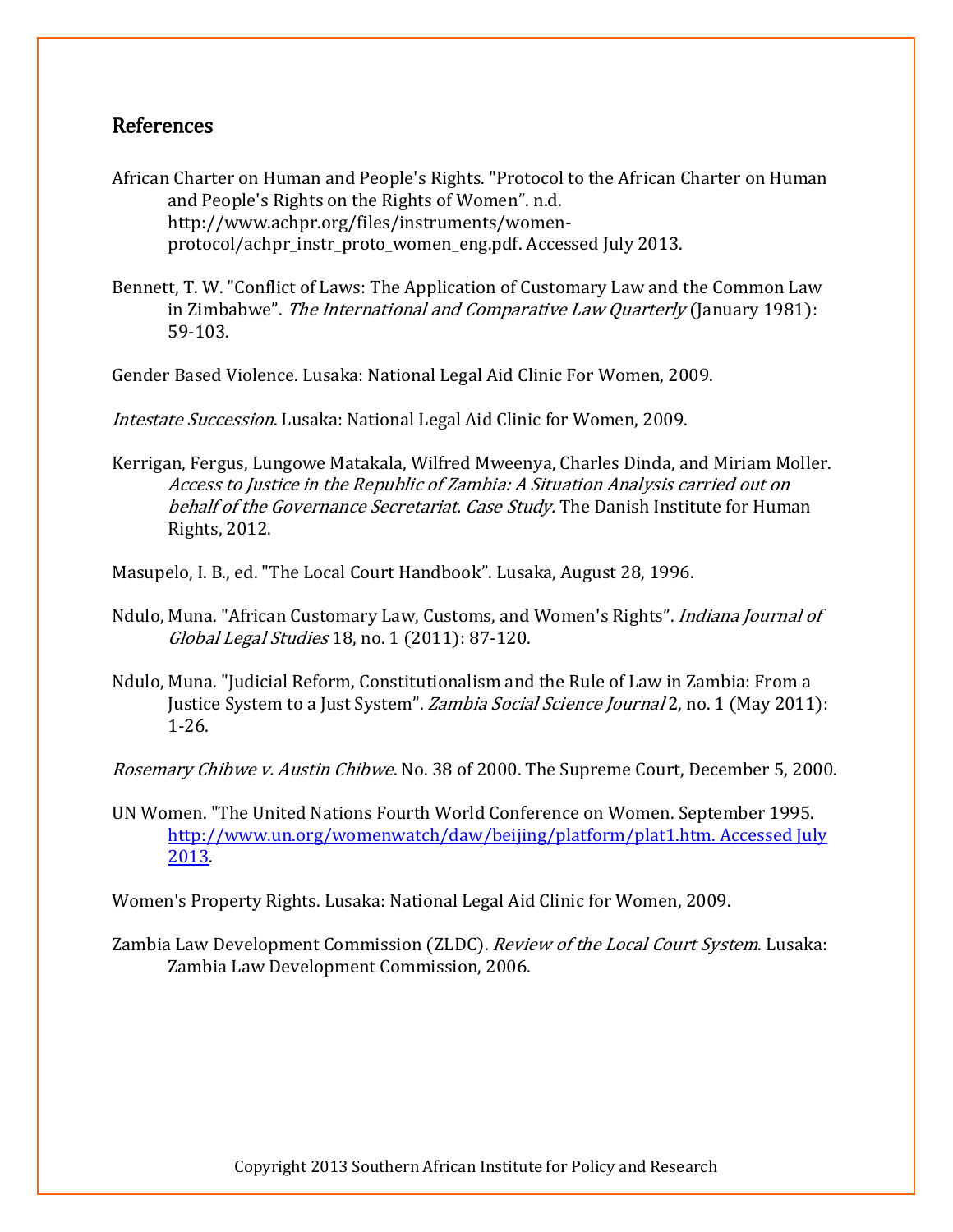## References

African Charter on Human and People's Rights. "Protocol to the African Charter on Human and People's Rights on the Rights of Women". n.d. http://www.achpr.org/files/instruments/women-protocol/achpr_instr_proto_women_eng.pdf. Accessed July 2013.

Bennett, T. W. "Conflict of Laws: The Application of Customary Law and the Common Law in Zimbabwe". *The International and Comparative Law Quarterly* (January 1981): 59-103.

Gender Based Violence. Lusaka: National Legal Aid Clinic For Women, 2009.

*Intestate Succession*. Lusaka: National Legal Aid Clinic for Women, 2009.

Kerrigan, Fergus, Lungowe Matakala, Wilfred Mweenya, Charles Dinda, and Miriam Moller. *Access to Justice in the Republic of Zambia: A Situation Analysis carried out on behalf of the Governance Secretariat. Case Study.* The Danish Institute for Human Rights, 2012.

Masupelo, I. B., ed. "The Local Court Handbook". Lusaka, August 28, 1996.

Ndulo, Muna. "African Customary Law, Customs, and Women's Rights". *Indiana Journal of Global Legal Studies* 18, no. 1 (2011): 87-120.

Ndulo, Muna. "Judicial Reform, Constitutionalism and the Rule of Law in Zambia: From a Justice System to a Just System". *Zambia Social Science Journal* 2, no. 1 (May 2011): 1-26.

*Rosemary Chibwe v. Austin Chibwe*. No. 38 of 2000. The Supreme Court, December 5, 2000.

UN Women. "The United Nations Fourth World Conference on Women. September 1995. http://www.un.org/womenwatch/daw/beijing/platform/plat1.htm. Accessed July 2013.

Women's Property Rights. Lusaka: National Legal Aid Clinic for Women, 2009.

Zambia Law Development Commission (ZLDC). *Review of the Local Court System*. Lusaka: Zambia Law Development Commission, 2006.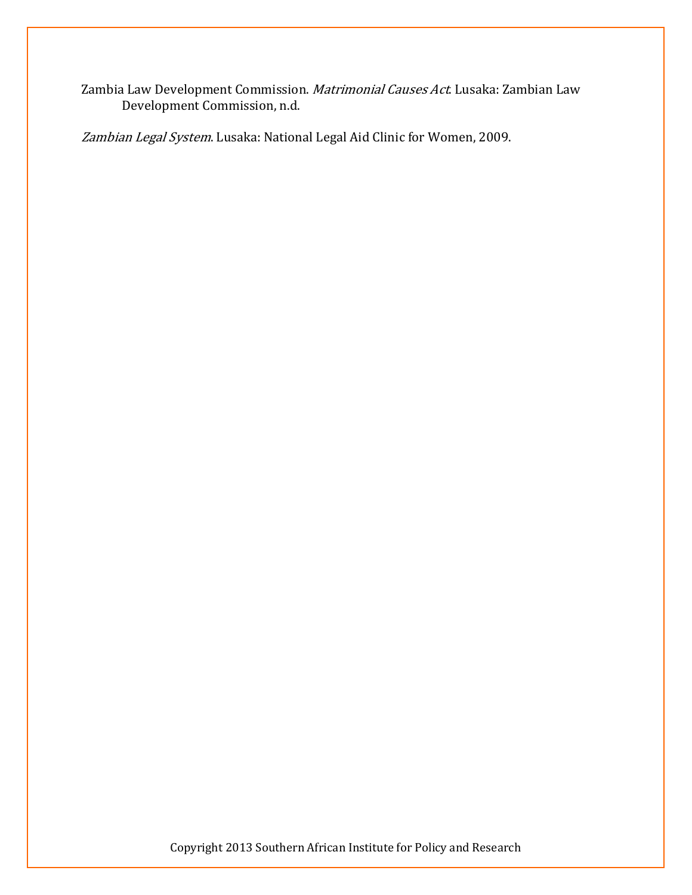Zambia Law Development Commission. *Matrimonial Causes Act*. Lusaka: Zambian Law Development Commission, n.d.

*Zambian Legal System*. Lusaka: National Legal Aid Clinic for Women, 2009.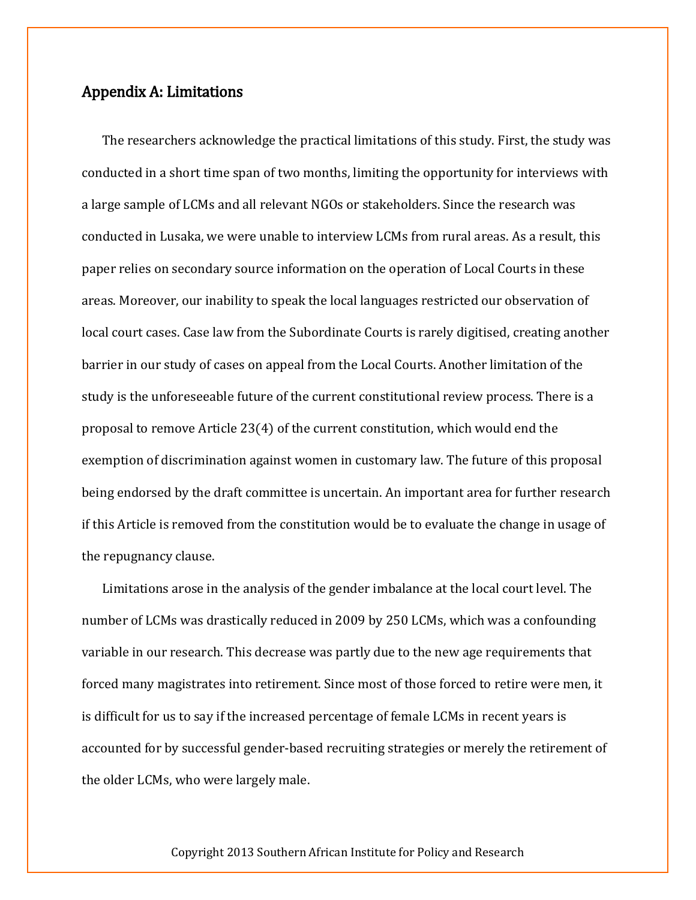## Appendix A: Limitations

The researchers acknowledge the practical limitations of this study. First, the study was conducted in a short time span of two months, limiting the opportunity for interviews with a large sample of LCMs and all relevant NGOs or stakeholders. Since the research was conducted in Lusaka, we were unable to interview LCMs from rural areas. As a result, this paper relies on secondary source information on the operation of Local Courts in these areas. Moreover, our inability to speak the local languages restricted our observation of local court cases. Case law from the Subordinate Courts is rarely digitised, creating another barrier in our study of cases on appeal from the Local Courts. Another limitation of the study is the unforeseeable future of the current constitutional review process. There is a proposal to remove Article 23(4) of the current constitution, which would end the exemption of discrimination against women in customary law. The future of this proposal being endorsed by the draft committee is uncertain. An important area for further research if this Article is removed from the constitution would be to evaluate the change in usage of the repugnancy clause.

Limitations arose in the analysis of the gender imbalance at the local court level. The number of LCMs was drastically reduced in 2009 by 250 LCMs, which was a confounding variable in our research. This decrease was partly due to the new age requirements that forced many magistrates into retirement. Since most of those forced to retire were men, it is difficult for us to say if the increased percentage of female LCMs in recent years is accounted for by successful gender-based recruiting strategies or merely the retirement of the older LCMs, who were largely male.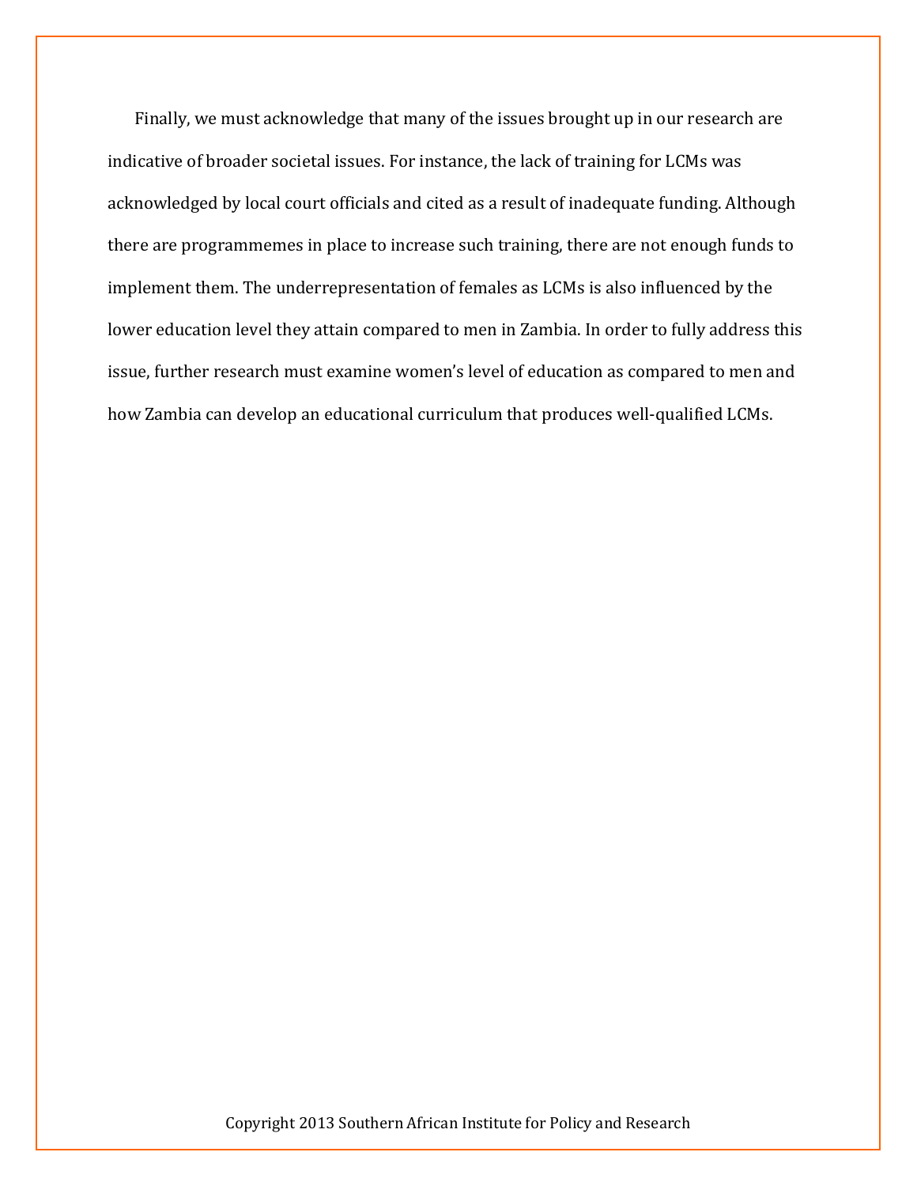Finally, we must acknowledge that many of the issues brought up in our research are indicative of broader societal issues. For instance, the lack of training for LCMs was acknowledged by local court officials and cited as a result of inadequate funding. Although there are programmemes in place to increase such training, there are not enough funds to implement them. The underrepresentation of females as LCMs is also influenced by the lower education level they attain compared to men in Zambia. In order to fully address this issue, further research must examine women's level of education as compared to men and how Zambia can develop an educational curriculum that produces well-qualified LCMs.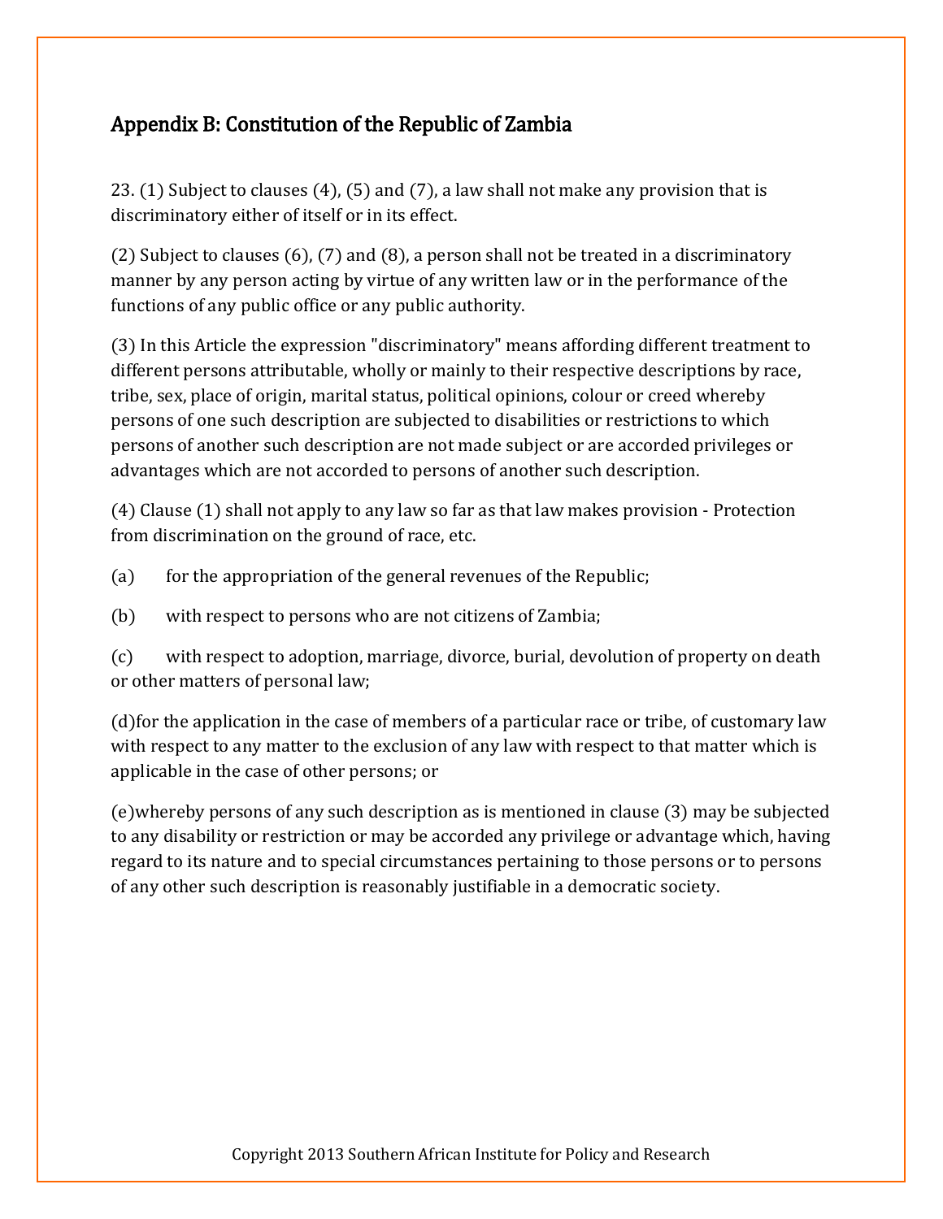## Appendix B: Constitution of the Republic of Zambia

23. (1) Subject to clauses (4), (5) and (7), a law shall not make any provision that is discriminatory either of itself or in its effect.

(2) Subject to clauses (6), (7) and (8), a person shall not be treated in a discriminatory manner by any person acting by virtue of any written law or in the performance of the functions of any public office or any public authority.

(3) In this Article the expression "discriminatory" means affording different treatment to different persons attributable, wholly or mainly to their respective descriptions by race, tribe, sex, place of origin, marital status, political opinions, colour or creed whereby persons of one such description are subjected to disabilities or restrictions to which persons of another such description are not made subject or are accorded privileges or advantages which are not accorded to persons of another such description.

(4) Clause (1) shall not apply to any law so far as that law makes provision - Protection from discrimination on the ground of race, etc.

(a) for the appropriation of the general revenues of the Republic;

(b) with respect to persons who are not citizens of Zambia;

(c) with respect to adoption, marriage, divorce, burial, devolution of property on death or other matters of personal law;

(d) for the application in the case of members of a particular race or tribe, of customary law with respect to any matter to the exclusion of any law with respect to that matter which is applicable in the case of other persons; or

(e) whereby persons of any such description as is mentioned in clause (3) may be subjected to any disability or restriction or may be accorded any privilege or advantage which, having regard to its nature and to special circumstances pertaining to those persons or to persons of any other such description is reasonably justifiable in a democratic society.